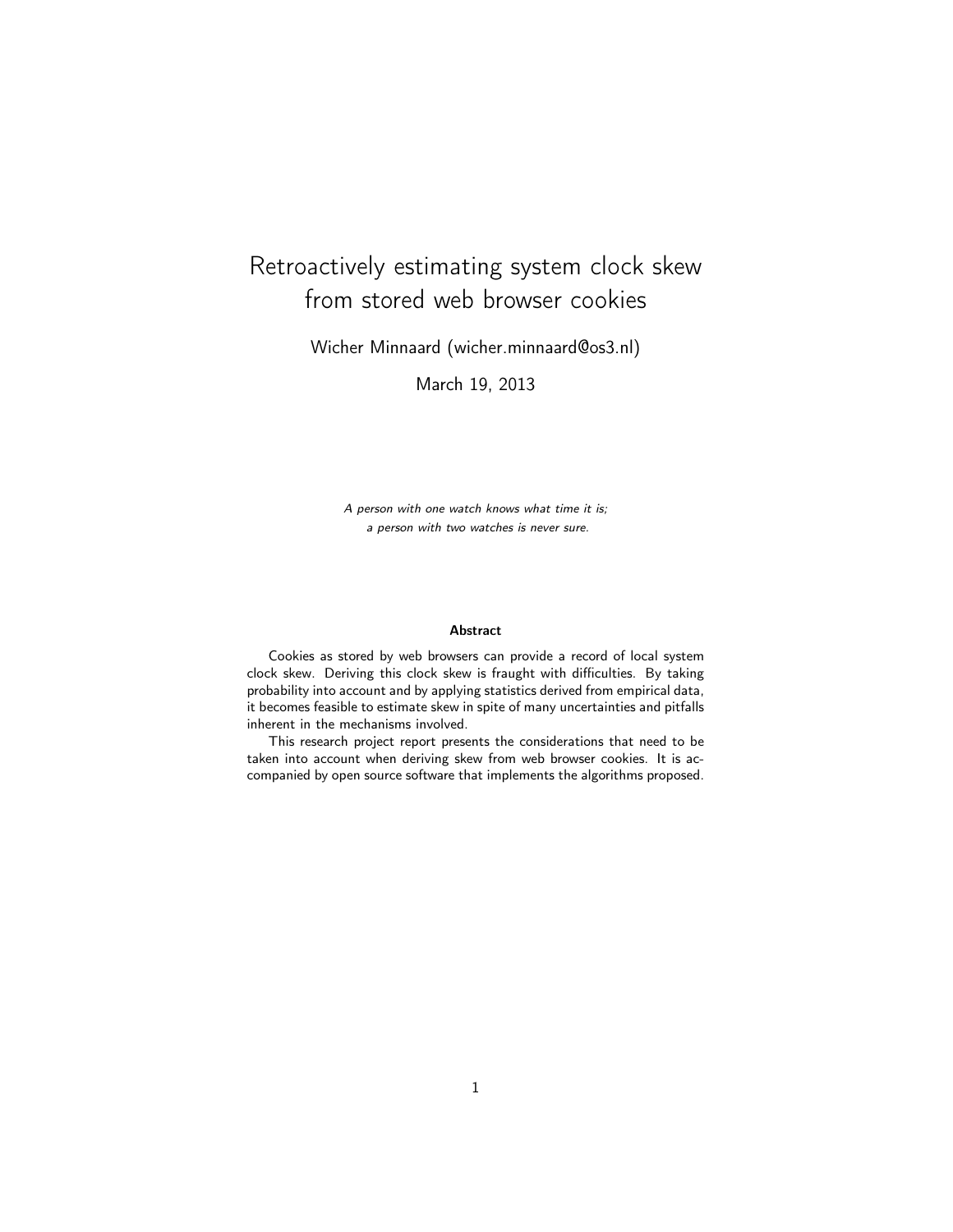# Retroactively estimating system clock skew from stored web browser cookies

Wicher Minnaard (wicher.minnaard@os3.nl)

March 19, 2013

*A person with one watch knows what time it is;*
*a person with two watches is never sure.*

**Abstract**

Cookies as stored by web browsers can provide a record of local system clock skew. Deriving this clock skew is fraught with difficulties. By taking probability into account and by applying statistics derived from empirical data, it becomes feasible to estimate skew in spite of many uncertainties and pitfalls inherent in the mechanisms involved.

This research project report presents the considerations that need to be taken into account when deriving skew from web browser cookies. It is accompanied by open source software that implements the algorithms proposed.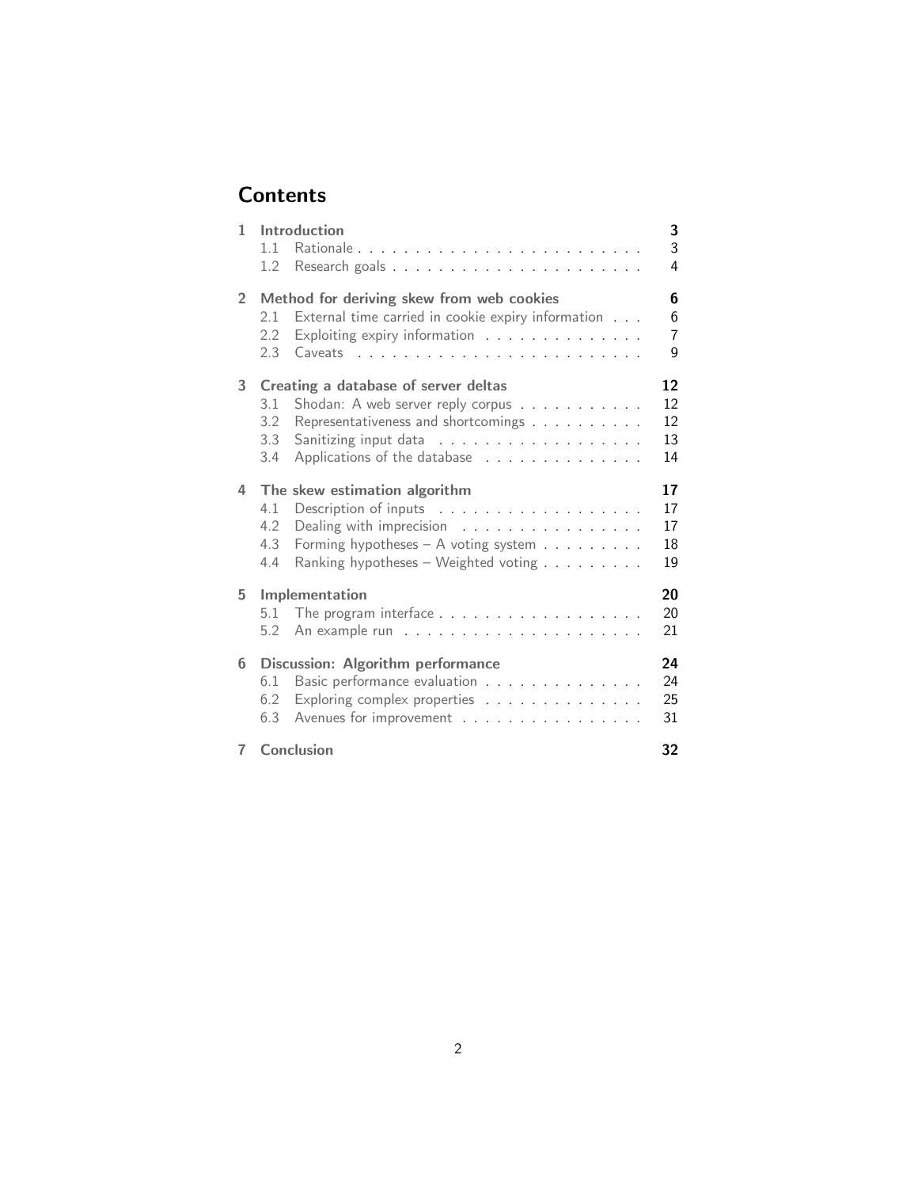# Contents

| | | |
|---|---|---|
| **1** | **Introduction** | **3** |
| 1.1 | Rationale | 3 |
| 1.2 | Research goals | 4 |
| **2** | **Method for deriving skew from web cookies** | **6** |
| 2.1 | External time carried in cookie expiry information | 6 |
| 2.2 | Exploiting expiry information | 7 |
| 2.3 | Caveats | 9 |
| **3** | **Creating a database of server deltas** | **12** |
| 3.1 | Shodan: A web server reply corpus | 12 |
| 3.2 | Representativeness and shortcomings | 12 |
| 3.3 | Sanitizing input data | 13 |
| 3.4 | Applications of the database | 14 |
| **4** | **The skew estimation algorithm** | **17** |
| 4.1 | Description of inputs | 17 |
| 4.2 | Dealing with imprecision | 17 |
| 4.3 | Forming hypotheses – A voting system | 18 |
| 4.4 | Ranking hypotheses – Weighted voting | 19 |
| **5** | **Implementation** | **20** |
| 5.1 | The program interface | 20 |
| 5.2 | An example run | 21 |
| **6** | **Discussion: Algorithm performance** | **24** |
| 6.1 | Basic performance evaluation | 24 |
| 6.2 | Exploring complex properties | 25 |
| 6.3 | Avenues for improvement | 31 |
| **7** | **Conclusion** | **32** |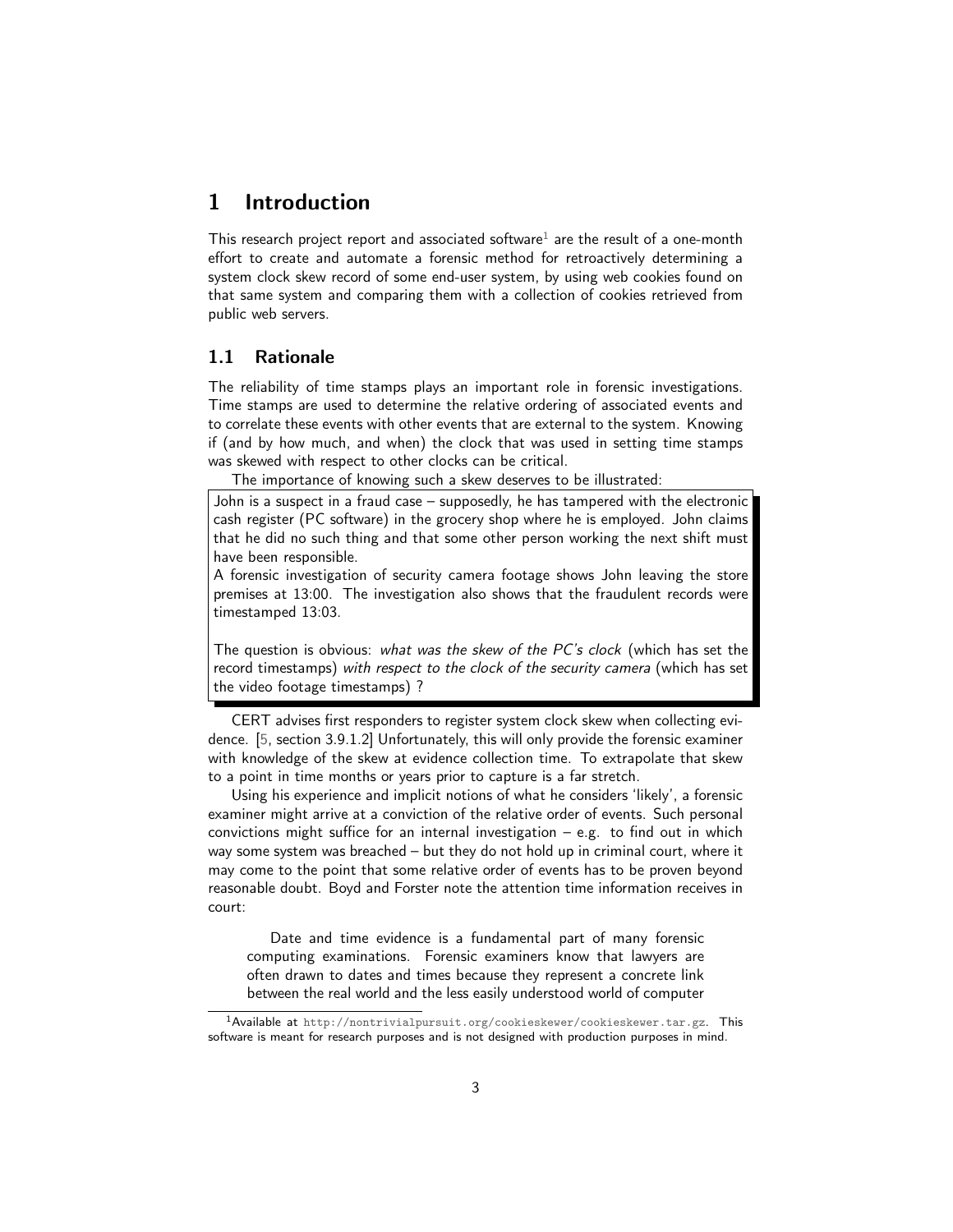# 1 Introduction

This research project report and associated software[1] are the result of a one-month effort to create and automate a forensic method for retroactively determining a system clock skew record of some end-user system, by using web cookies found on that same system and comparing them with a collection of cookies retrieved from public web servers.

## 1.1 Rationale

The reliability of time stamps plays an important role in forensic investigations. Time stamps are used to determine the relative ordering of associated events and to correlate these events with other events that are external to the system. Knowing if (and by how much, and when) the clock that was used in setting time stamps was skewed with respect to other clocks can be critical.

The importance of knowing such a skew deserves to be illustrated:

> John is a suspect in a fraud case – supposedly, he has tampered with the electronic cash register (PC software) in the grocery shop where he is employed. John claims that he did no such thing and that some other person working the next shift must have been responsible.
> A forensic investigation of security camera footage shows John leaving the store premises at 13:00. The investigation also shows that the fraudulent records were timestamped 13:03.
>
> The question is obvious: *what was the skew of the PC's clock* (which has set the record timestamps) *with respect to the clock of the security camera* (which has set the video footage timestamps) ?

CERT advises first responders to register system clock skew when collecting evidence. [5, section 3.9.1.2] Unfortunately, this will only provide the forensic examiner with knowledge of the skew at evidence collection time. To extrapolate that skew to a point in time months or years prior to capture is a far stretch.

Using his experience and implicit notions of what he considers 'likely', a forensic examiner might arrive at a conviction of the relative order of events. Such personal convictions might suffice for an internal investigation – e.g. to find out in which way some system was breached – but they do not hold up in criminal court, where it may come to the point that some relative order of events has to be proven beyond reasonable doubt. Boyd and Forster note the attention time information receives in court:

> Date and time evidence is a fundamental part of many forensic computing examinations. Forensic examiners know that lawyers are often drawn to dates and times because they represent a concrete link between the real world and the less easily understood world of computer

[1] Available at http://nontrivialpursuit.org/cookieskewer/cookieskewer.tar.gz. This software is meant for research purposes and is not designed with production purposes in mind.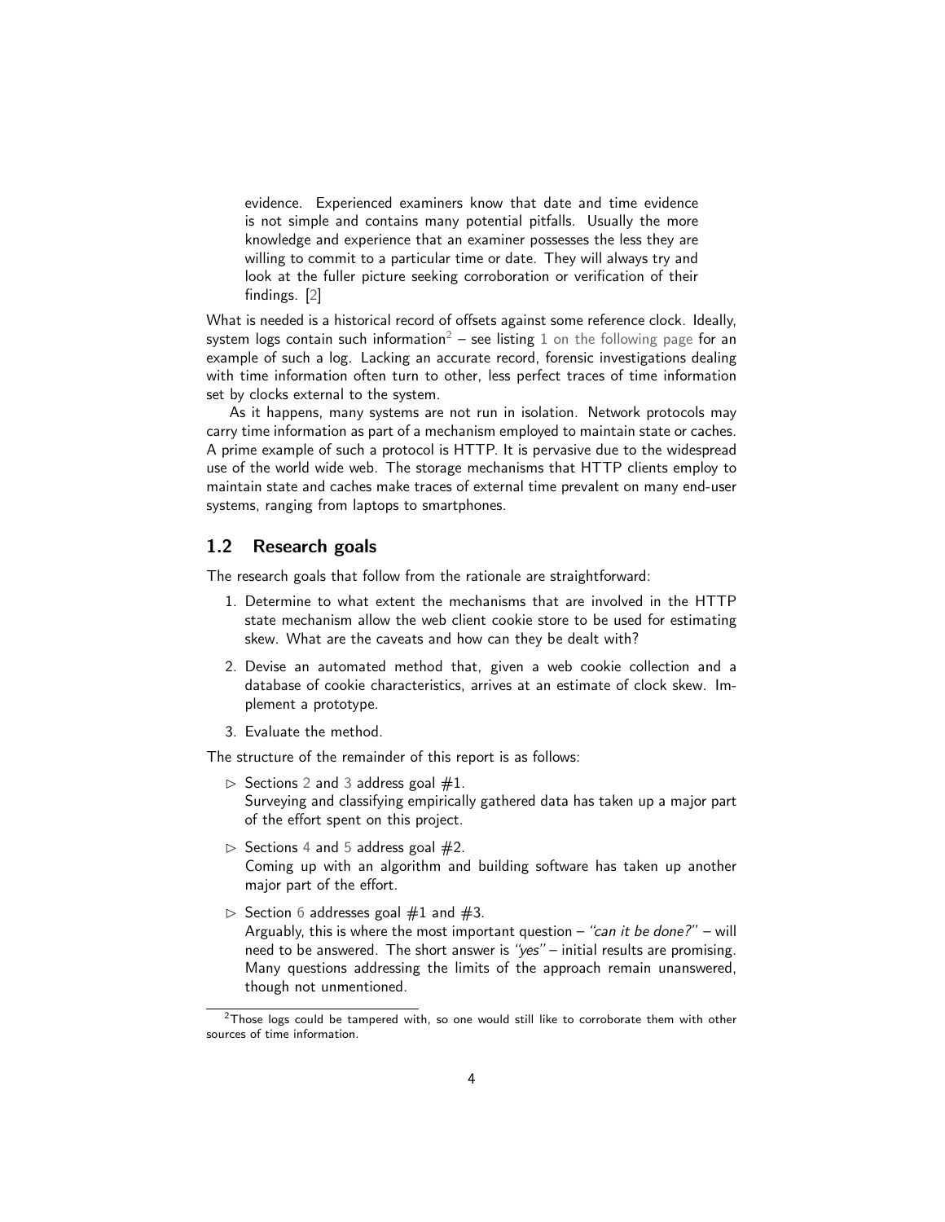> evidence. Experienced examiners know that date and time evidence is not simple and contains many potential pitfalls. Usually the more knowledge and experience that an examiner possesses the less they are willing to commit to a particular time or date. They will always try and look at the fuller picture seeking corroboration or verification of their findings. [2]

What is needed is a historical record of offsets against some reference clock. Ideally, system logs contain such information[2] – see listing 1 on the following page for an example of such a log. Lacking an accurate record, forensic investigations dealing with time information often turn to other, less perfect traces of time information set by clocks external to the system.

As it happens, many systems are not run in isolation. Network protocols may carry time information as part of a mechanism employed to maintain state or caches. A prime example of such a protocol is HTTP. It is pervasive due to the widespread use of the world wide web. The storage mechanisms that HTTP clients employ to maintain state and caches make traces of external time prevalent on many end-user systems, ranging from laptops to smartphones.

## 1.2 Research goals

The research goals that follow from the rationale are straightforward:

1. Determine to what extent the mechanisms that are involved in the HTTP state mechanism allow the web client cookie store to be used for estimating skew. What are the caveats and how can they be dealt with?
2. Devise an automated method that, given a web cookie collection and a database of cookie characteristics, arrives at an estimate of clock skew. Implement a prototype.
3. Evaluate the method.

The structure of the remainder of this report is as follows:

- ▷ Sections 2 and 3 address goal #1.
  Surveying and classifying empirically gathered data has taken up a major part of the effort spent on this project.
- ▷ Sections 4 and 5 address goal #2.
  Coming up with an algorithm and building software has taken up another major part of the effort.
- ▷ Section 6 addresses goal #1 and #3.
  Arguably, this is where the most important question – *"can it be done?"* – will need to be answered. The short answer is *"yes"* – initial results are promising. Many questions addressing the limits of the approach remain unanswered, though not unmentioned.

[2] Those logs could be tampered with, so one would still like to corroborate them with other sources of time information.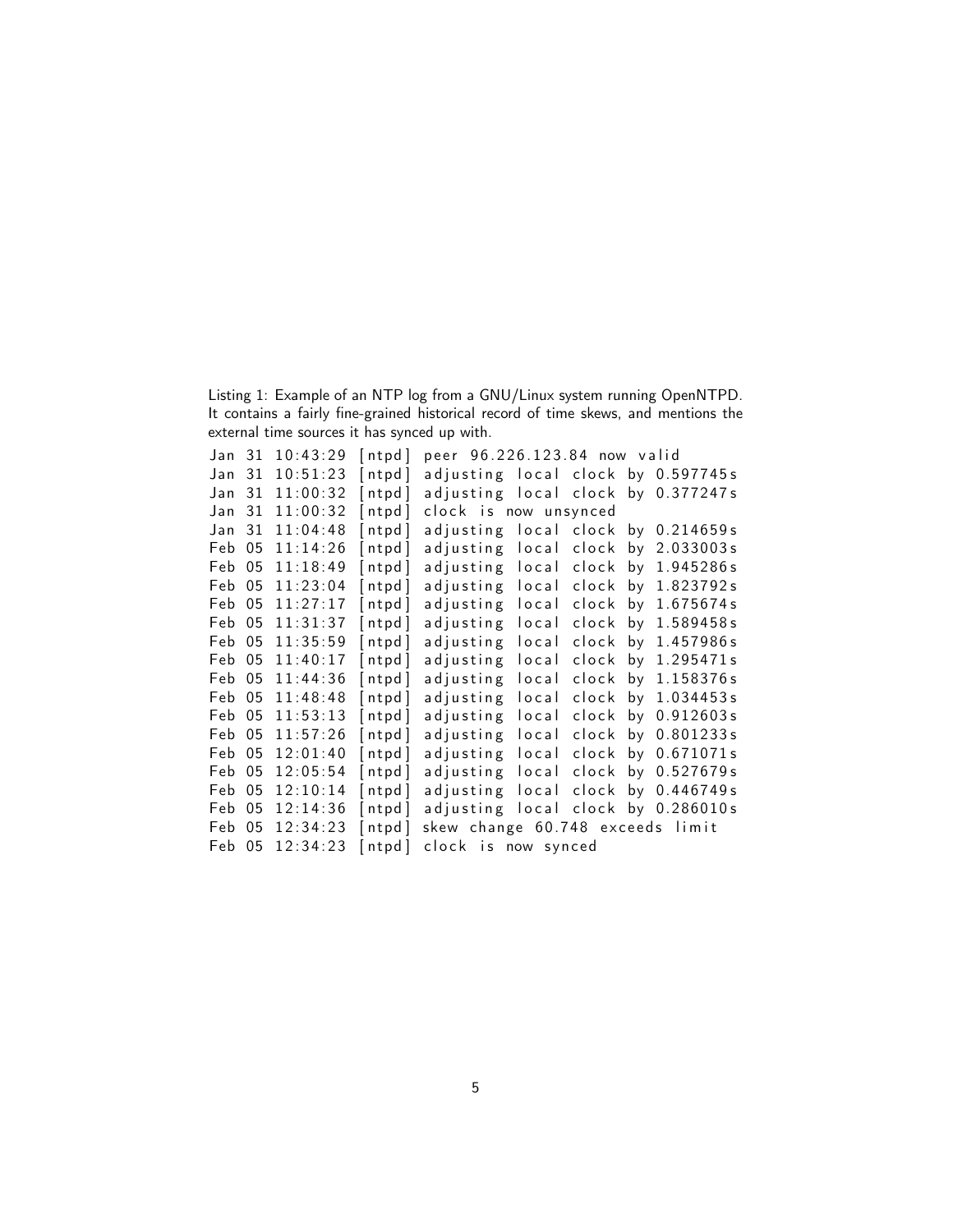Listing 1: Example of an NTP log from a GNU/Linux system running OpenNTPD. It contains a fairly fine-grained historical record of time skews, and mentions the external time sources it has synced up with.

```
Jan 31 10:43:29 [ntpd] peer 96.226.123.84 now valid
Jan 31 10:51:23 [ntpd] adjusting local clock by 0.597745s
Jan 31 11:00:32 [ntpd] adjusting local clock by 0.377247s
Jan 31 11:00:32 [ntpd] clock is now unsynced
Jan 31 11:04:48 [ntpd] adjusting local clock by 0.214659s
Feb 05 11:14:26 [ntpd] adjusting local clock by 2.033003s
Feb 05 11:18:49 [ntpd] adjusting local clock by 1.945286s
Feb 05 11:23:04 [ntpd] adjusting local clock by 1.823792s
Feb 05 11:27:17 [ntpd] adjusting local clock by 1.675674s
Feb 05 11:31:37 [ntpd] adjusting local clock by 1.589458s
Feb 05 11:35:59 [ntpd] adjusting local clock by 1.457986s
Feb 05 11:40:17 [ntpd] adjusting local clock by 1.295471s
Feb 05 11:44:36 [ntpd] adjusting local clock by 1.158376s
Feb 05 11:48:48 [ntpd] adjusting local clock by 1.034453s
Feb 05 11:53:13 [ntpd] adjusting local clock by 0.912603s
Feb 05 11:57:26 [ntpd] adjusting local clock by 0.801233s
Feb 05 12:01:40 [ntpd] adjusting local clock by 0.671071s
Feb 05 12:05:54 [ntpd] adjusting local clock by 0.527679s
Feb 05 12:10:14 [ntpd] adjusting local clock by 0.446749s
Feb 05 12:14:36 [ntpd] adjusting local clock by 0.286010s
Feb 05 12:34:23 [ntpd] skew change 60.748 exceeds limit
Feb 05 12:34:23 [ntpd] clock is now synced
```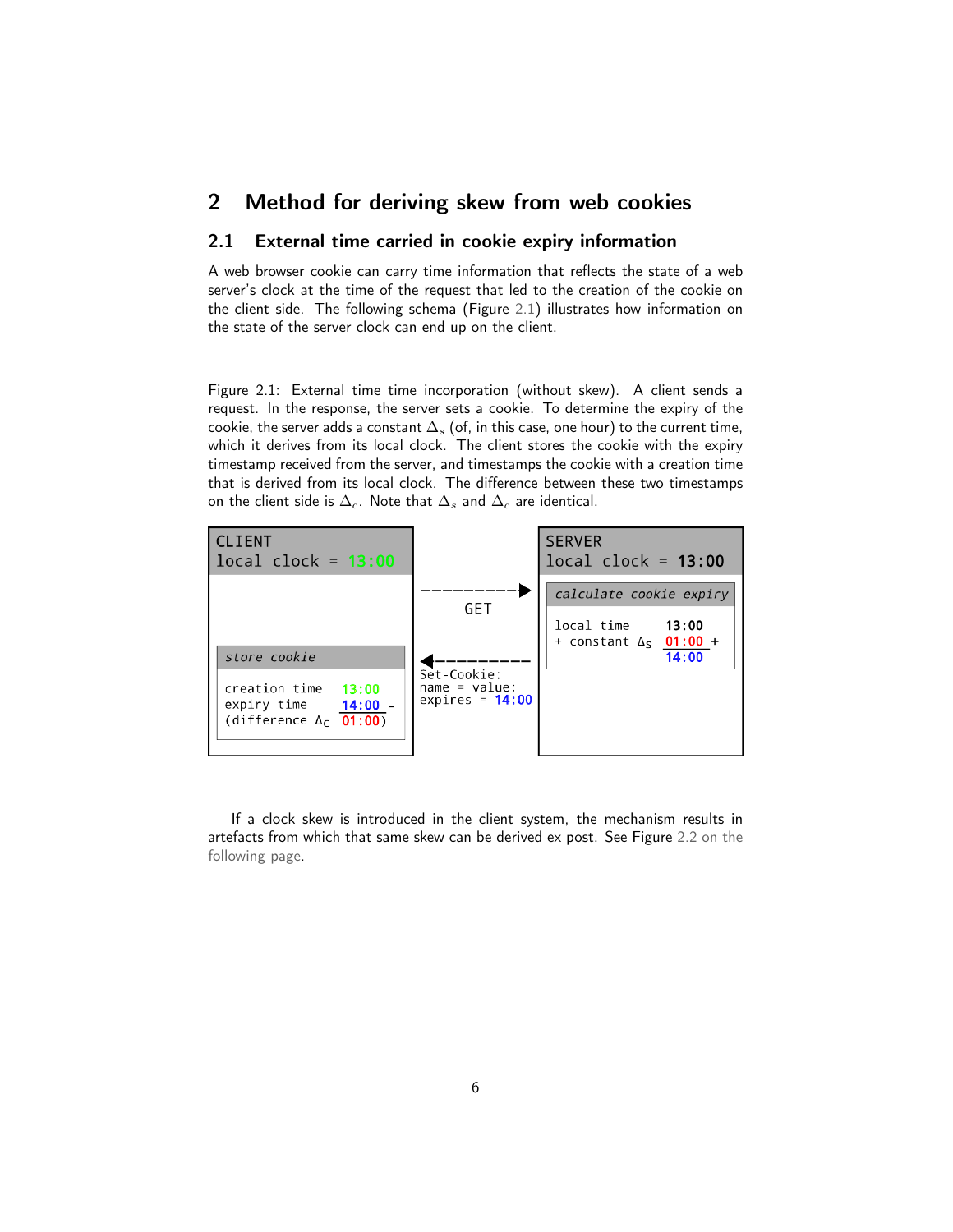# 2 Method for deriving skew from web cookies

## 2.1 External time carried in cookie expiry information

A web browser cookie can carry time information that reflects the state of a web server's clock at the time of the request that led to the creation of the cookie on the client side. The following schema (Figure 2.1) illustrates how information on the state of the server clock can end up on the client.

Figure 2.1: External time time incorporation (without skew). A client sends a request. In the response, the server sets a cookie. To determine the expiry of the cookie, the server adds a constant $\Delta_s$ (of, in this case, one hour) to the current time, which it derives from its local clock. The client stores the cookie with the expiry timestamp received from the server, and timestamps the cookie with a creation time that is derived from its local clock. The difference between these two timestamps on the client side is $\Delta_c$. Note that $\Delta_s$ and $\Delta_c$ are identical.

```
CLIENT                                          SERVER
local clock = 13:00                             local clock = 13:00

                        ---------->             calculate cookie expiry
                           GET
                                                local time        13:00
store cookie                                    + constant Δs     01:00 +
                        <----------                               14:00
creation time   13:00   Set-Cookie:
expiry time     14:00 - name = value;
(difference Δc  01:00)  expires = 14:00
```

If a clock skew is introduced in the client system, the mechanism results in artefacts from which that same skew can be derived ex post. See Figure 2.2 on the following page.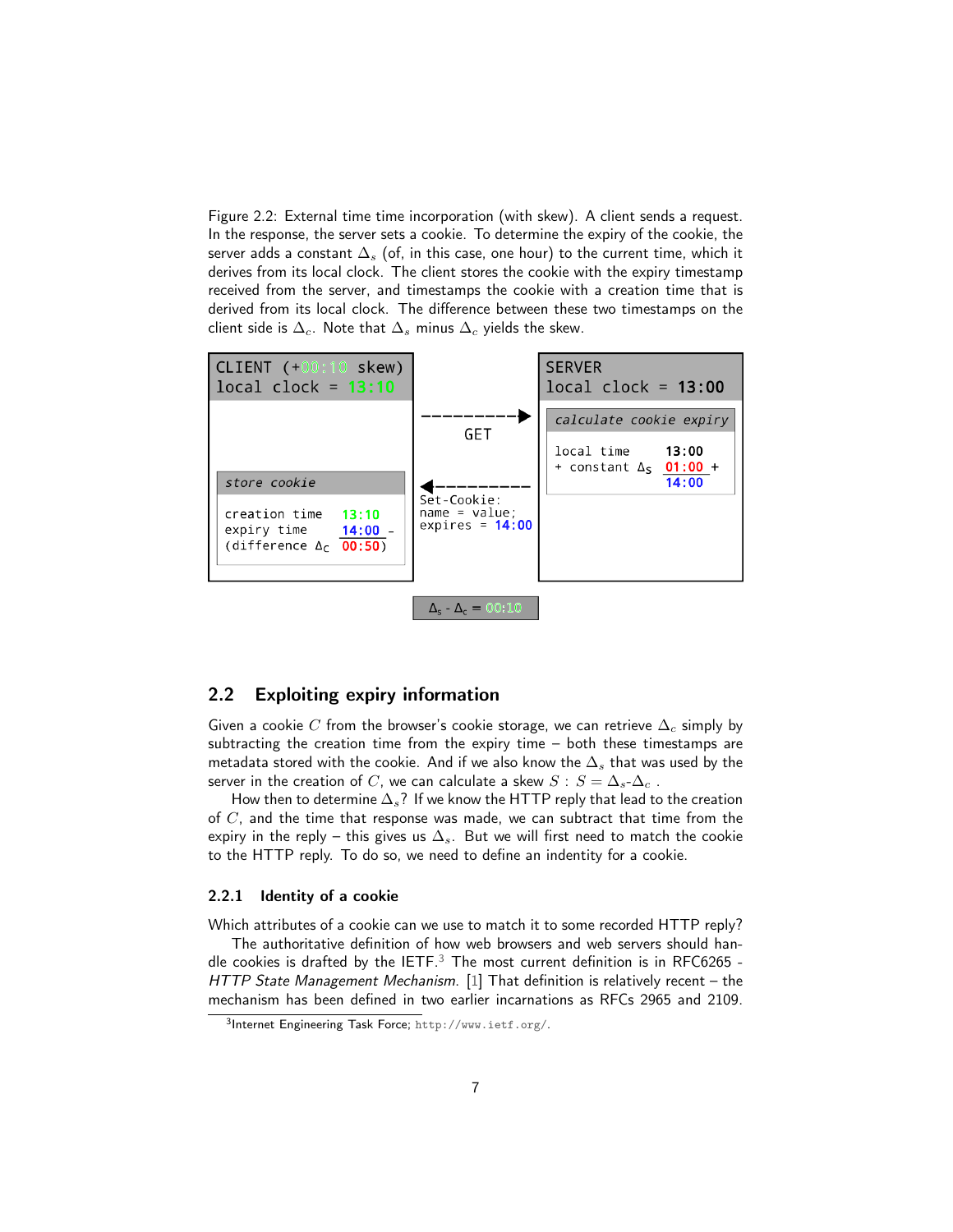Figure 2.2: External time time incorporation (with skew). A client sends a request. In the response, the server sets a cookie. To determine the expiry of the cookie, the server adds a constant $\Delta_s$ (of, in this case, one hour) to the current time, which it derives from its local clock. The client stores the cookie with the expiry timestamp received from the server, and timestamps the cookie with a creation time that is derived from its local clock. The difference between these two timestamps on the client side is $\Delta_c$. Note that $\Delta_s$ minus $\Delta_c$ yields the skew.

```
CLIENT (+00:10 skew)                                   SERVER
local clock = 13:10                                    local clock = 13:00

                            ---------->                calculate cookie expiry
                               GET
                                                       local time       13:00
store cookie                <----------                + constant Δs    01:00 +
                            Set-Cookie:                                 14:00
creation time   13:10       name = value;
expiry time     14:00 -     expires = 14:00
(difference Δc  00:50)

                            Δs - Δc = 00:10
```

## 2.2 Exploiting expiry information

Given a cookie $C$ from the browser's cookie storage, we can retrieve $\Delta_c$ simply by subtracting the creation time from the expiry time – both these timestamps are metadata stored with the cookie. And if we also know the $\Delta_s$ that was used by the server in the creation of $C$, we can calculate a skew $S$ : $S = \Delta_s$-$\Delta_c$ .

How then to determine $\Delta_s$? If we know the HTTP reply that lead to the creation of $C$, and the time that response was made, we can subtract that time from the expiry in the reply – this gives us $\Delta_s$. But we will first need to match the cookie to the HTTP reply. To do so, we need to define an indentity for a cookie.

### 2.2.1 Identity of a cookie

Which attributes of a cookie can we use to match it to some recorded HTTP reply?

The authoritative definition of how web browsers and web servers should handle cookies is drafted by the IETF.[3] The most current definition is in RFC6265 - *HTTP State Management Mechanism*. [1] That definition is relatively recent – the mechanism has been defined in two earlier incarnations as RFCs 2965 and 2109.

[3] Internet Engineering Task Force; http://www.ietf.org/.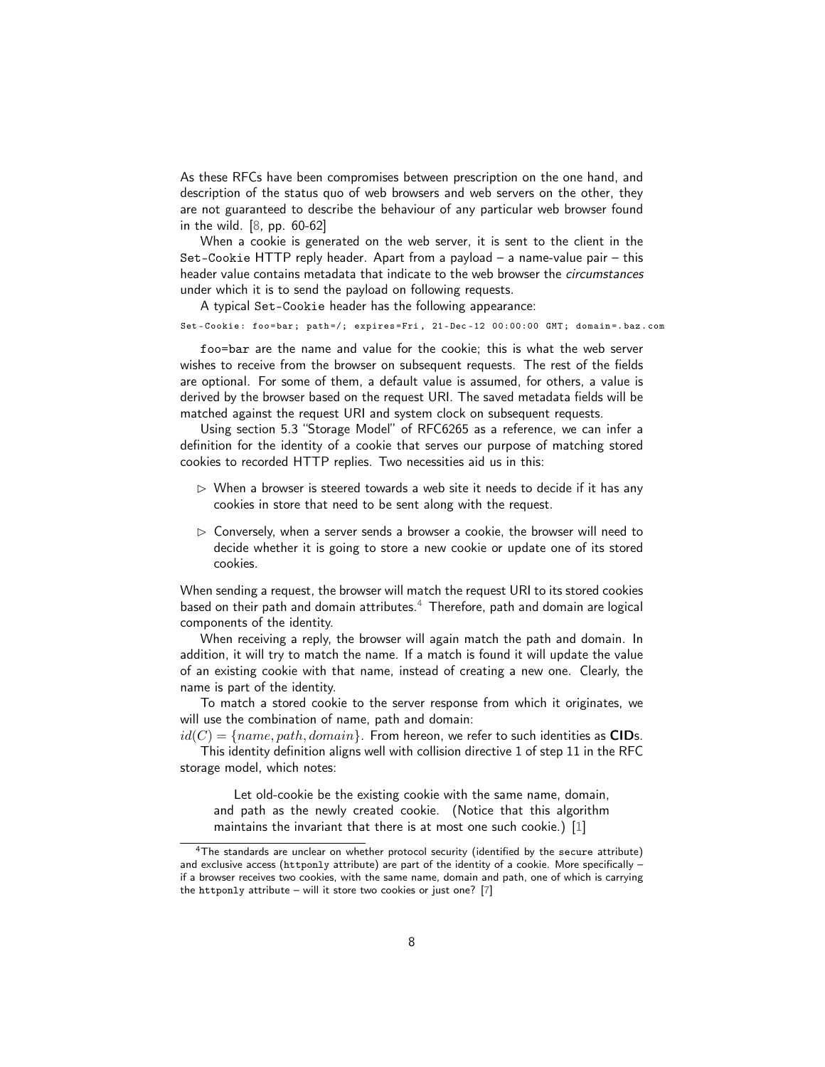As these RFCs have been compromises between prescription on the one hand, and description of the status quo of web browsers and web servers on the other, they are not guaranteed to describe the behaviour of any particular web browser found in the wild. [8, pp. 60-62]

When a cookie is generated on the web server, it is sent to the client in the `Set-Cookie` HTTP reply header. Apart from a payload – a name-value pair – this header value contains metadata that indicate to the web browser the *circumstances* under which it is to send the payload on following requests.

A typical `Set-Cookie` header has the following appearance:

```
Set-Cookie: foo=bar; path=/; expires=Fri, 21-Dec-12 00:00:00 GMT; domain=.baz.com
```

`foo=bar` are the name and value for the cookie; this is what the web server wishes to receive from the browser on subsequent requests. The rest of the fields are optional. For some of them, a default value is assumed, for others, a value is derived by the browser based on the request URI. The saved metadata fields will be matched against the request URI and system clock on subsequent requests.

Using section 5.3 "Storage Model" of RFC6265 as a reference, we can infer a definition for the identity of a cookie that serves our purpose of matching stored cookies to recorded HTTP replies. Two necessities aid us in this:

- ▷ When a browser is steered towards a web site it needs to decide if it has any cookies in store that need to be sent along with the request.
- ▷ Conversely, when a server sends a browser a cookie, the browser will need to decide whether it is going to store a new cookie or update one of its stored cookies.

When sending a request, the browser will match the request URI to its stored cookies based on their path and domain attributes.[4] Therefore, path and domain are logical components of the identity.

When receiving a reply, the browser will again match the path and domain. In addition, it will try to match the name. If a match is found it will update the value of an existing cookie with that name, instead of creating a new one. Clearly, the name is part of the identity.

To match a stored cookie to the server response from which it originates, we will use the combination of name, path and domain:
$id(C) = \{name, path, domain\}$. From hereon, we refer to such identities as **CID**s.

This identity definition aligns well with collision directive 1 of step 11 in the RFC storage model, which notes:

> Let old-cookie be the existing cookie with the same name, domain, and path as the newly created cookie. (Notice that this algorithm maintains the invariant that there is at most one such cookie.) [1]

---

[4] The standards are unclear on whether protocol security (identified by the `secure` attribute) and exclusive access (`httponly` attribute) are part of the identity of a cookie. More specifically – if a browser receives two cookies, with the same name, domain and path, one of which is carrying the `httponly` attribute – will it store two cookies or just one? [7]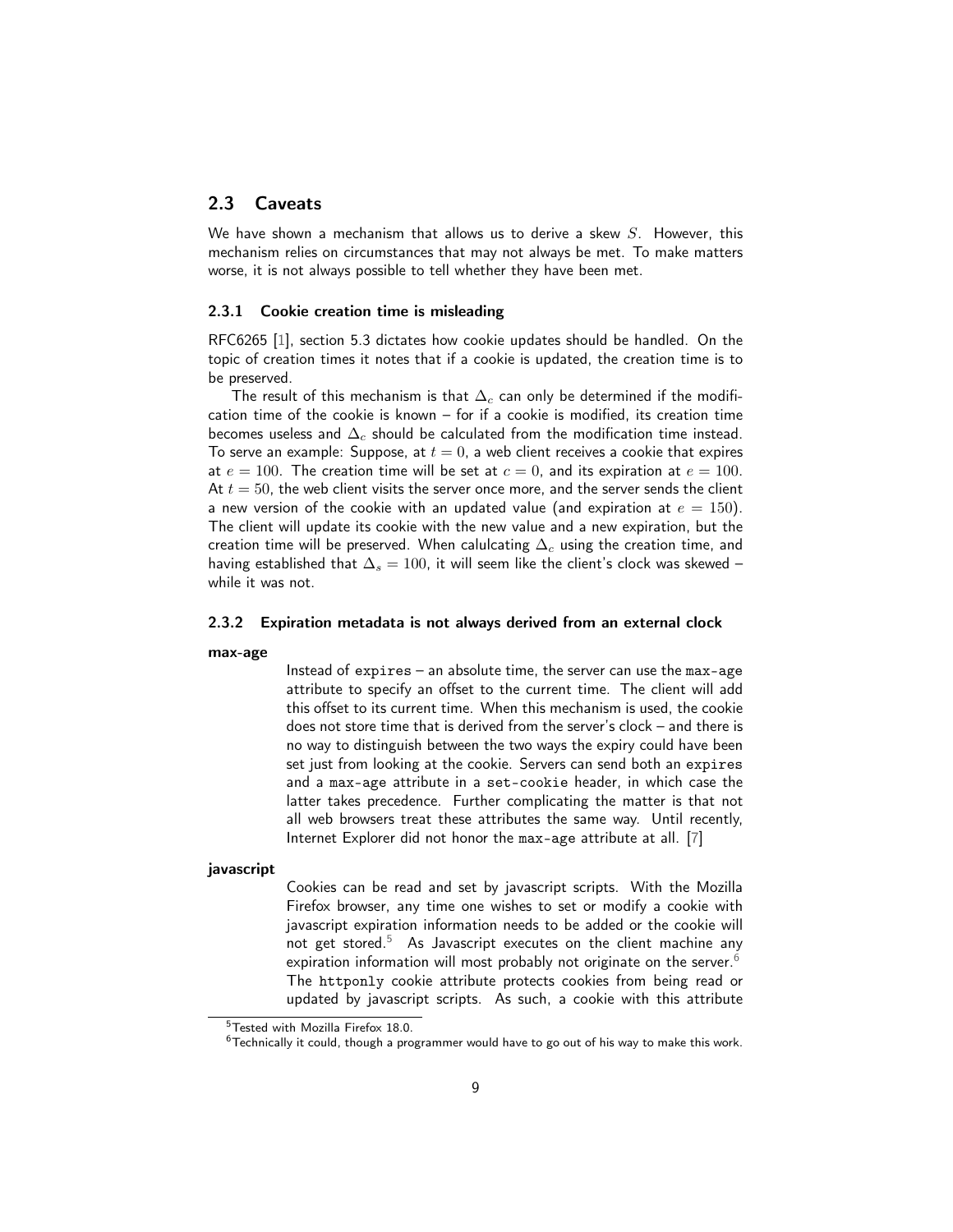## 2.3 Caveats

We have shown a mechanism that allows us to derive a skew $S$. However, this mechanism relies on circumstances that may not always be met. To make matters worse, it is not always possible to tell whether they have been met.

### 2.3.1 Cookie creation time is misleading

RFC6265 [1], section 5.3 dictates how cookie updates should be handled. On the topic of creation times it notes that if a cookie is updated, the creation time is to be preserved.

The result of this mechanism is that $\Delta_c$ can only be determined if the modification time of the cookie is known – for if a cookie is modified, its creation time becomes useless and $\Delta_c$ should be calculated from the modification time instead. To serve an example: Suppose, at $t = 0$, a web client receives a cookie that expires at $e = 100$. The creation time will be set at $c = 0$, and its expiration at $e = 100$. At $t = 50$, the web client visits the server once more, and the server sends the client a new version of the cookie with an updated value (and expiration at $e = 150$). The client will update its cookie with the new value and a new expiration, but the creation time will be preserved. When calulcating $\Delta_c$ using the creation time, and having established that $\Delta_s = 100$, it will seem like the client's clock was skewed – while it was not.

### 2.3.2 Expiration metadata is not always derived from an external clock

**max-age**

Instead of `expires` – an absolute time, the server can use the `max-age` attribute to specify an offset to the current time. The client will add this offset to its current time. When this mechanism is used, the cookie does not store time that is derived from the server's clock – and there is no way to distinguish between the two ways the expiry could have been set just from looking at the cookie. Servers can send both an `expires` and a `max-age` attribute in a `set-cookie` header, in which case the latter takes precedence. Further complicating the matter is that not all web browsers treat these attributes the same way. Until recently, Internet Explorer did not honor the `max-age` attribute at all. [7]

**javascript**

Cookies can be read and set by javascript scripts. With the Mozilla Firefox browser, any time one wishes to set or modify a cookie with javascript expiration information needs to be added or the cookie will not get stored.[5] As Javascript executes on the client machine any expiration information will most probably not originate on the server.[6] The `httponly` cookie attribute protects cookies from being read or updated by javascript scripts. As such, a cookie with this attribute

[5] Tested with Mozilla Firefox 18.0.

[6] Technically it could, though a programmer would have to go out of his way to make this work.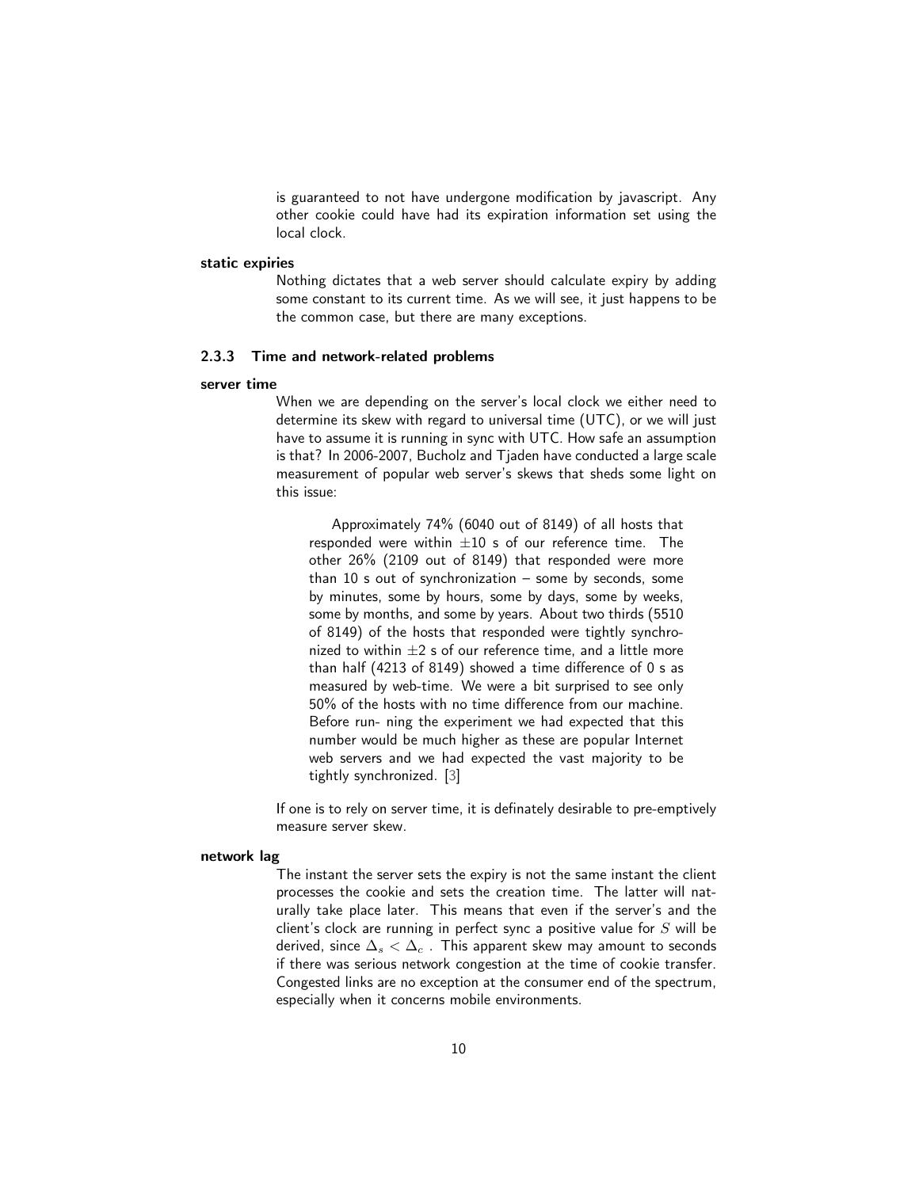is guaranteed to not have undergone modification by javascript. Any other cookie could have had its expiration information set using the local clock.

**static expiries**

Nothing dictates that a web server should calculate expiry by adding some constant to its current time. As we will see, it just happens to be the common case, but there are many exceptions.

### 2.3.3 Time and network-related problems

**server time**

When we are depending on the server's local clock we either need to determine its skew with regard to universal time (UTC), or we will just have to assume it is running in sync with UTC. How safe an assumption is that? In 2006-2007, Bucholz and Tjaden have conducted a large scale measurement of popular web server's skews that sheds some light on this issue:

> Approximately 74% (6040 out of 8149) of all hosts that responded were within $\pm$10 s of our reference time. The other 26% (2109 out of 8149) that responded were more than 10 s out of synchronization – some by seconds, some by minutes, some by hours, some by days, some by weeks, some by months, and some by years. About two thirds (5510 of 8149) of the hosts that responded were tightly synchronized to within $\pm$2 s of our reference time, and a little more than half (4213 of 8149) showed a time difference of 0 s as measured by web-time. We were a bit surprised to see only 50% of the hosts with no time difference from our machine. Before run- ning the experiment we had expected that this number would be much higher as these are popular Internet web servers and we had expected the vast majority to be tightly synchronized. [3]

If one is to rely on server time, it is definately desirable to pre-emptively measure server skew.

**network lag**

The instant the server sets the expiry is not the same instant the client processes the cookie and sets the creation time. The latter will naturally take place later. This means that even if the server's and the client's clock are running in perfect sync a positive value for $S$ will be derived, since $\Delta_s < \Delta_c$ . This apparent skew may amount to seconds if there was serious network congestion at the time of cookie transfer. Congested links are no exception at the consumer end of the spectrum, especially when it concerns mobile environments.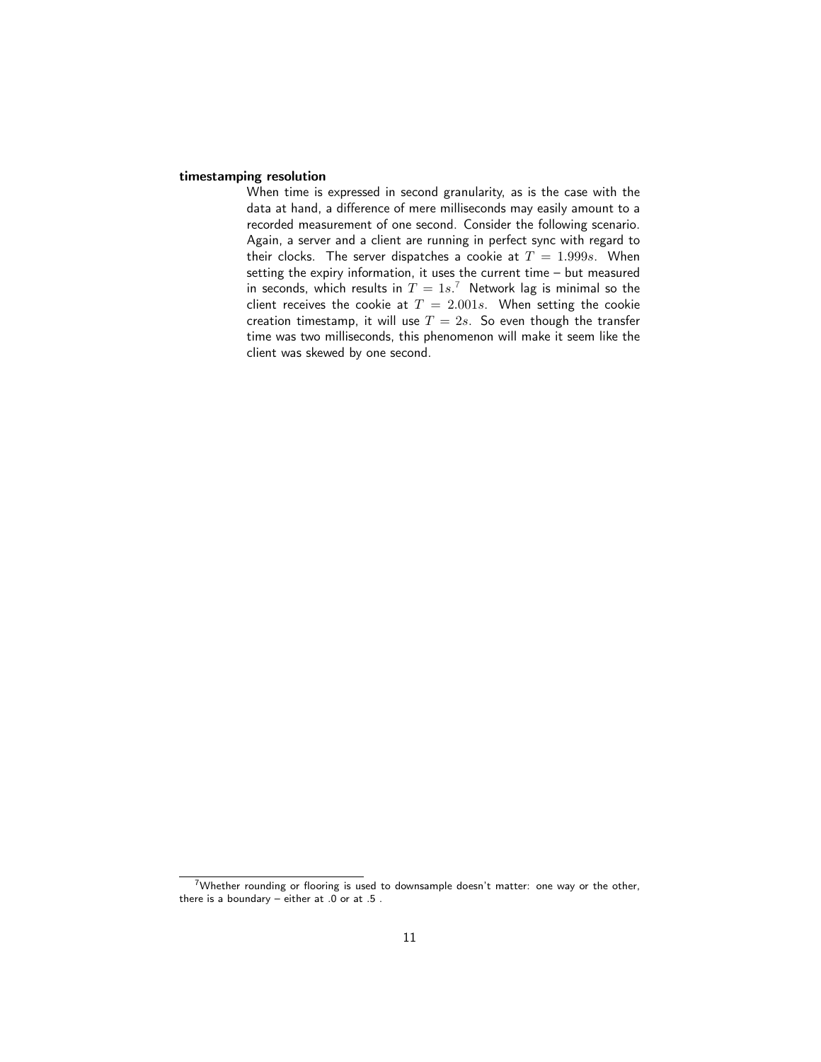**timestamping resolution**

When time is expressed in second granularity, as is the case with the data at hand, a difference of mere milliseconds may easily amount to a recorded measurement of one second. Consider the following scenario. Again, a server and a client are running in perfect sync with regard to their clocks. The server dispatches a cookie at $T = 1.999s$. When setting the expiry information, it uses the current time – but measured in seconds, which results in $T = 1s$.[7] Network lag is minimal so the client receives the cookie at $T = 2.001s$. When setting the cookie creation timestamp, it will use $T = 2s$. So even though the transfer time was two milliseconds, this phenomenon will make it seem like the client was skewed by one second.

[7] Whether rounding or flooring is used to downsample doesn't matter: one way or the other, there is a boundary – either at .0 or at .5 .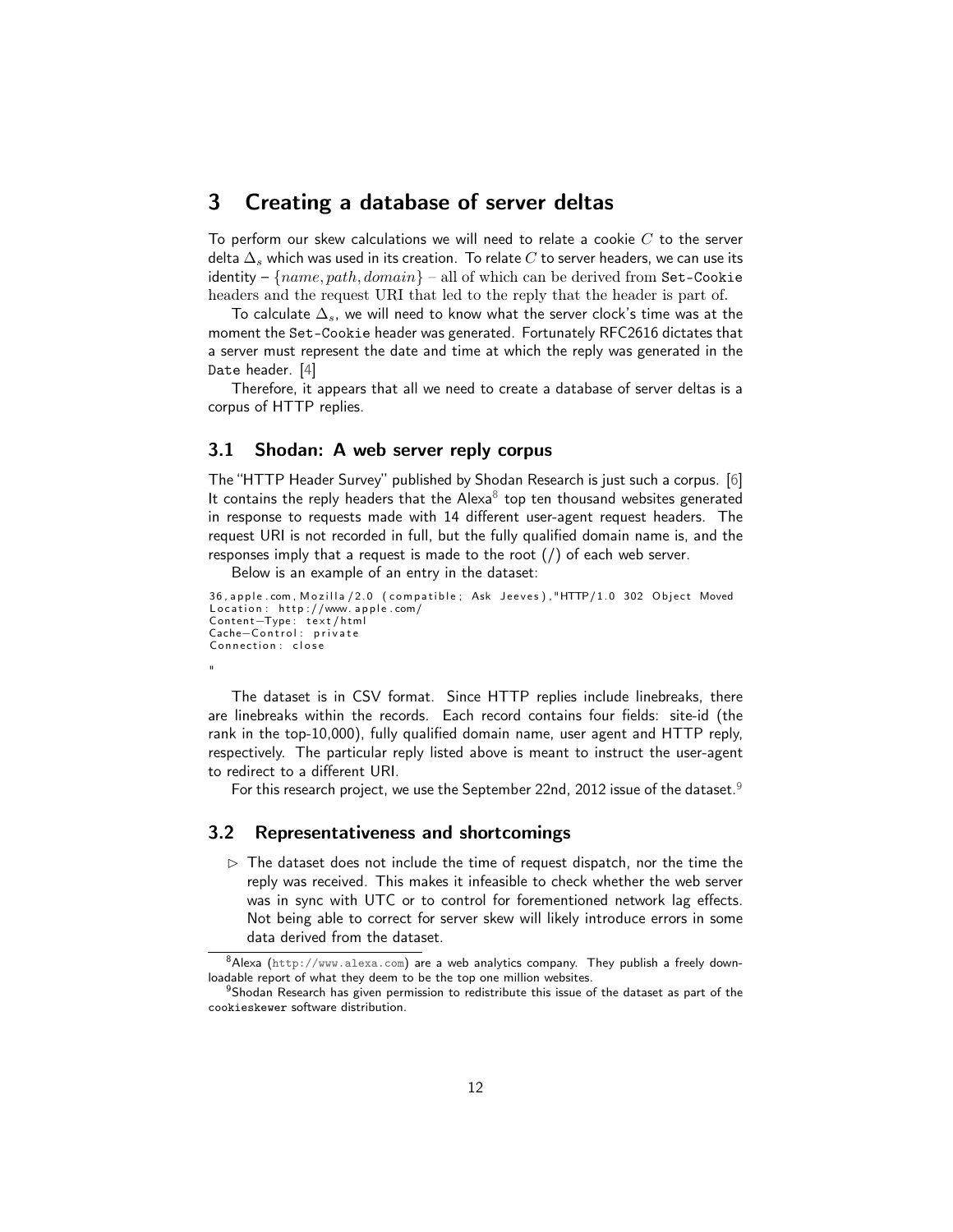# 3 Creating a database of server deltas

To perform our skew calculations we will need to relate a cookie $C$ to the server delta $\Delta_s$ which was used in its creation. To relate $C$ to server headers, we can use its identity – $\{name, path, domain\}$ – all of which can be derived from `Set-Cookie` headers and the request URI that led to the reply that the header is part of.

To calculate $\Delta_s$, we will need to know what the server clock's time was at the moment the `Set-Cookie` header was generated. Fortunately RFC2616 dictates that a server must represent the date and time at which the reply was generated in the `Date` header. [4]

Therefore, it appears that all we need to create a database of server deltas is a corpus of HTTP replies.

## 3.1 Shodan: A web server reply corpus

The "HTTP Header Survey" published by Shodan Research is just such a corpus. [6] It contains the reply headers that the Alexa[8] top ten thousand websites generated in response to requests made with 14 different user-agent request headers. The request URI is not recorded in full, but the fully qualified domain name is, and the responses imply that a request is made to the root (/) of each web server.

Below is an example of an entry in the dataset:

```
36,apple.com,Mozilla/2.0 (compatible; Ask Jeeves),"HTTP/1.0 302 Object Moved
Location: http://www.apple.com/
Content-Type: text/html
Cache-Control: private
Connection: close

"
```

The dataset is in CSV format. Since HTTP replies include linebreaks, there are linebreaks within the records. Each record contains four fields: site-id (the rank in the top-10,000), fully qualified domain name, user agent and HTTP reply, respectively. The particular reply listed above is meant to instruct the user-agent to redirect to a different URI.

For this research project, we use the September 22nd, 2012 issue of the dataset.[9]

## 3.2 Representativeness and shortcomings

- ▷ The dataset does not include the time of request dispatch, nor the time the reply was received. This makes it infeasible to check whether the web server was in sync with UTC or to control for forementioned network lag effects. Not being able to correct for server skew will likely introduce errors in some data derived from the dataset.

---

[8] Alexa (http://www.alexa.com) are a web analytics company. They publish a freely downloadable report of what they deem to be the top one million websites.

[9] Shodan Research has given permission to redistribute this issue of the dataset as part of the `cookieskewer` software distribution.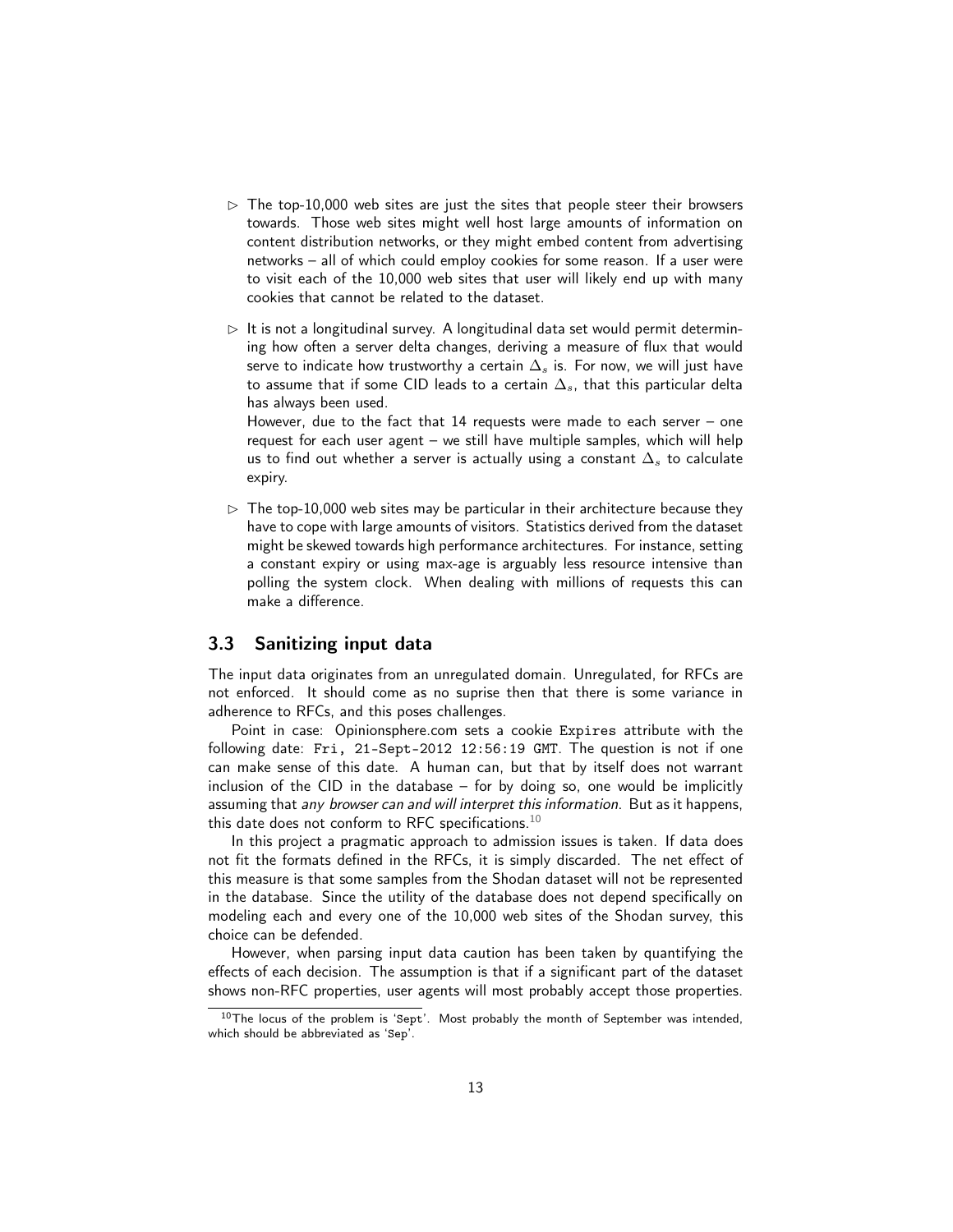- ▷ The top-10,000 web sites are just the sites that people steer their browsers towards. Those web sites might well host large amounts of information on content distribution networks, or they might embed content from advertising networks – all of which could employ cookies for some reason. If a user were to visit each of the 10,000 web sites that user will likely end up with many cookies that cannot be related to the dataset.

- ▷ It is not a longitudinal survey. A longitudinal data set would permit determining how often a server delta changes, deriving a measure of flux that would serve to indicate how trustworthy a certain $\Delta_s$ is. For now, we will just have to assume that if some CID leads to a certain $\Delta_s$, that this particular delta has always been used.

  However, due to the fact that 14 requests were made to each server – one request for each user agent – we still have multiple samples, which will help us to find out whether a server is actually using a constant $\Delta_s$ to calculate expiry.

- ▷ The top-10,000 web sites may be particular in their architecture because they have to cope with large amounts of visitors. Statistics derived from the dataset might be skewed towards high performance architectures. For instance, setting a constant expiry or using max-age is arguably less resource intensive than polling the system clock. When dealing with millions of requests this can make a difference.

## 3.3 Sanitizing input data

The input data originates from an unregulated domain. Unregulated, for RFCs are not enforced. It should come as no suprise then that there is some variance in adherence to RFCs, and this poses challenges.

Point in case: Opinionsphere.com sets a cookie `Expires` attribute with the following date: `Fri, 21-Sept-2012 12:56:19 GMT`. The question is not if one can make sense of this date. A human can, but that by itself does not warrant inclusion of the CID in the database – for by doing so, one would be implicitly assuming that *any browser can and will interpret this information*. But as it happens, this date does not conform to RFC specifications.[10]

In this project a pragmatic approach to admission issues is taken. If data does not fit the formats defined in the RFCs, it is simply discarded. The net effect of this measure is that some samples from the Shodan dataset will not be represented in the database. Since the utility of the database does not depend specifically on modeling each and every one of the 10,000 web sites of the Shodan survey, this choice can be defended.

However, when parsing input data caution has been taken by quantifying the effects of each decision. The assumption is that if a significant part of the dataset shows non-RFC properties, user agents will most probably accept those properties.

---

[10] The locus of the problem is '`Sept`'. Most probably the month of September was intended, which should be abbreviated as '`Sep`'.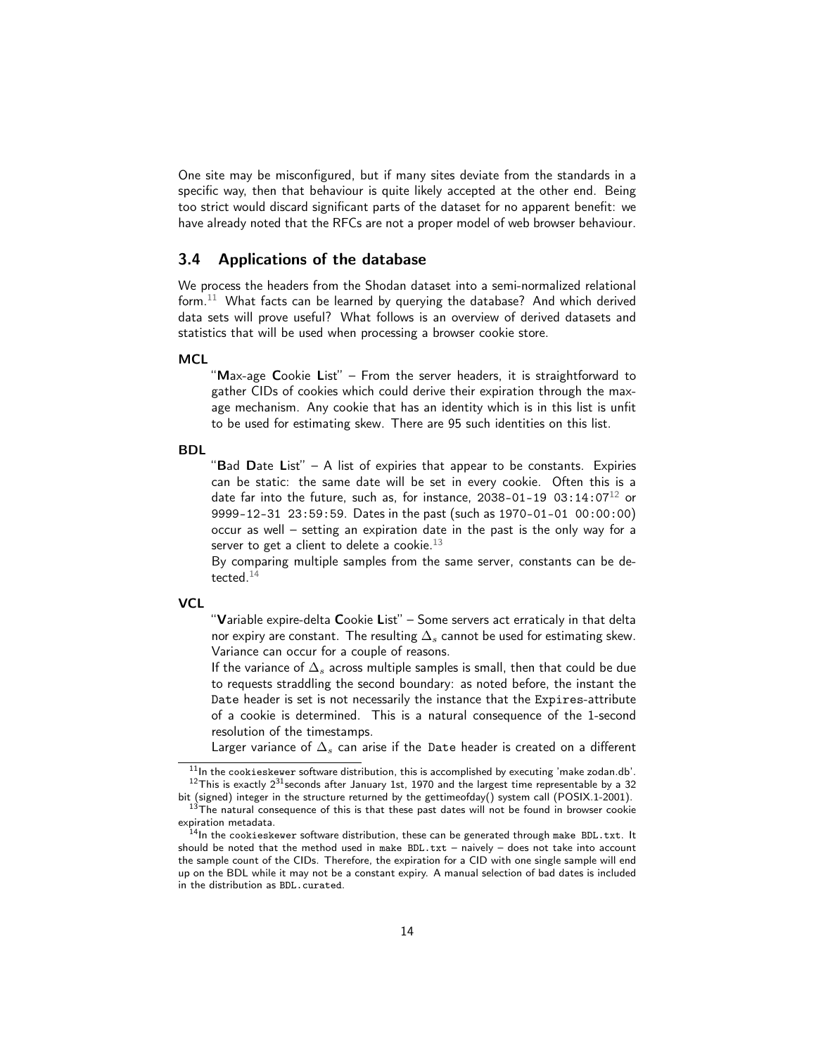One site may be misconfigured, but if many sites deviate from the standards in a specific way, then that behaviour is quite likely accepted at the other end. Being too strict would discard significant parts of the dataset for no apparent benefit: we have already noted that the RFCs are not a proper model of web browser behaviour.

## 3.4 Applications of the database

We process the headers from the Shodan dataset into a semi-normalized relational form.[11] What facts can be learned by querying the database? And which derived data sets will prove useful? What follows is an overview of derived datasets and statistics that will be used when processing a browser cookie store.

**MCL**

"**M**ax-age **C**ookie **L**ist" – From the server headers, it is straightforward to gather CIDs of cookies which could derive their expiration through the max-age mechanism. Any cookie that has an identity which is in this list is unfit to be used for estimating skew. There are 95 such identities on this list.

**BDL**

"**B**ad **D**ate **L**ist" – A list of expiries that appear to be constants. Expiries can be static: the same date will be set in every cookie. Often this is a date far into the future, such as, for instance, `2038-01-19 03:14:07`[12] or `9999-12-31 23:59:59`. Dates in the past (such as `1970-01-01 00:00:00`) occur as well – setting an expiration date in the past is the only way for a server to get a client to delete a cookie.[13]

By comparing multiple samples from the same server, constants can be detected.[14]

**VCL**

"**V**ariable expire-delta **C**ookie **L**ist" – Some servers act erraticaly in that delta nor expiry are constant. The resulting $\Delta_s$ cannot be used for estimating skew. Variance can occur for a couple of reasons.

If the variance of $\Delta_s$ across multiple samples is small, then that could be due to requests straddling the second boundary: as noted before, the instant the `Date` header is set is not necessarily the instance that the `Expires`-attribute of a cookie is determined. This is a natural consequence of the 1-second resolution of the timestamps.

Larger variance of $\Delta_s$ can arise if the `Date` header is created on a different

---

[11] In the `cookieskewer` software distribution, this is accomplished by executing 'make zodan.db'.

[12] This is exactly $2^{31}$ seconds after January 1st, 1970 and the largest time representable by a 32 bit (signed) integer in the structure returned by the gettimeofday() system call (POSIX.1-2001).

[13] The natural consequence of this is that these past dates will not be found in browser cookie expiration metadata.

[14] In the `cookieskewer` software distribution, these can be generated through `make BDL.txt`. It should be noted that the method used in `make BDL.txt` – naively – does not take into account the sample count of the CIDs. Therefore, the expiration for a CID with one single sample will end up on the BDL while it may not be a constant expiry. A manual selection of bad dates is included in the distribution as `BDL.curated`.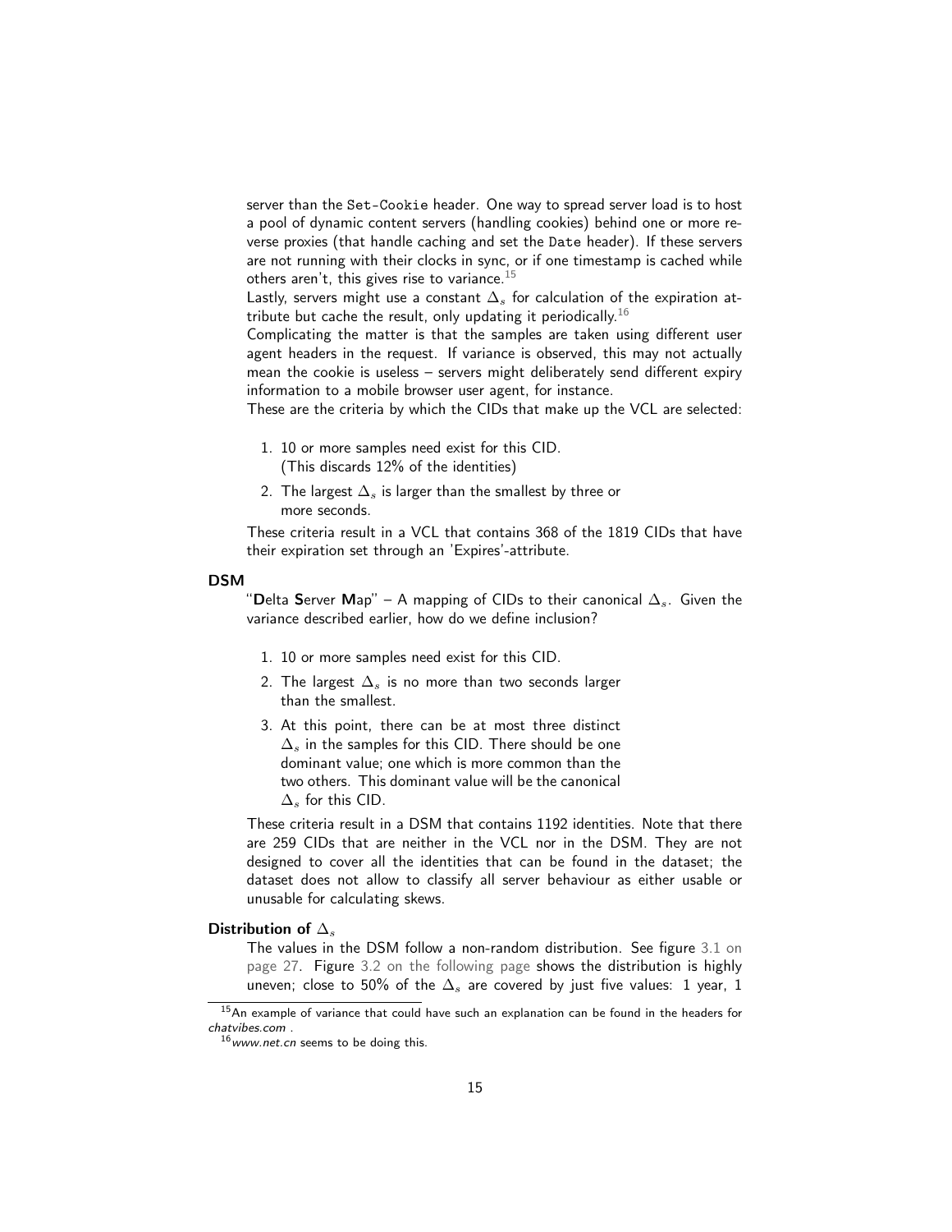server than the `Set-Cookie` header. One way to spread server load is to host a pool of dynamic content servers (handling cookies) behind one or more reverse proxies (that handle caching and set the `Date` header). If these servers are not running with their clocks in sync, or if one timestamp is cached while others aren't, this gives rise to variance.[15]

Lastly, servers might use a constant $\Delta_s$ for calculation of the expiration attribute but cache the result, only updating it periodically.[16]

Complicating the matter is that the samples are taken using different user agent headers in the request. If variance is observed, this may not actually mean the cookie is useless – servers might deliberately send different expiry information to a mobile browser user agent, for instance.

These are the criteria by which the CIDs that make up the VCL are selected:

1. 10 or more samples need exist for this CID.
   (This discards 12% of the identities)
2. The largest $\Delta_s$ is larger than the smallest by three or more seconds.

These criteria result in a VCL that contains 368 of the 1819 CIDs that have their expiration set through an 'Expires'-attribute.

**DSM**

"**D**elta **S**erver **M**ap" – A mapping of CIDs to their canonical $\Delta_s$. Given the variance described earlier, how do we define inclusion?

1. 10 or more samples need exist for this CID.
2. The largest $\Delta_s$ is no more than two seconds larger than the smallest.
3. At this point, there can be at most three distinct $\Delta_s$ in the samples for this CID. There should be one dominant value; one which is more common than the two others. This dominant value will be the canonical $\Delta_s$ for this CID.

These criteria result in a DSM that contains 1192 identities. Note that there are 259 CIDs that are neither in the VCL nor in the DSM. They are not designed to cover all the identities that can be found in the dataset; the dataset does not allow to classify all server behaviour as either usable or unusable for calculating skews.

**Distribution of $\Delta_s$**

The values in the DSM follow a non-random distribution. See figure 3.1 on page 27. Figure 3.2 on the following page shows the distribution is highly uneven; close to 50% of the $\Delta_s$ are covered by just five values: 1 year, 1

[15] An example of variance that could have such an explanation can be found in the headers for *chatvibes.com* .

[16] *www.net.cn* seems to be doing this.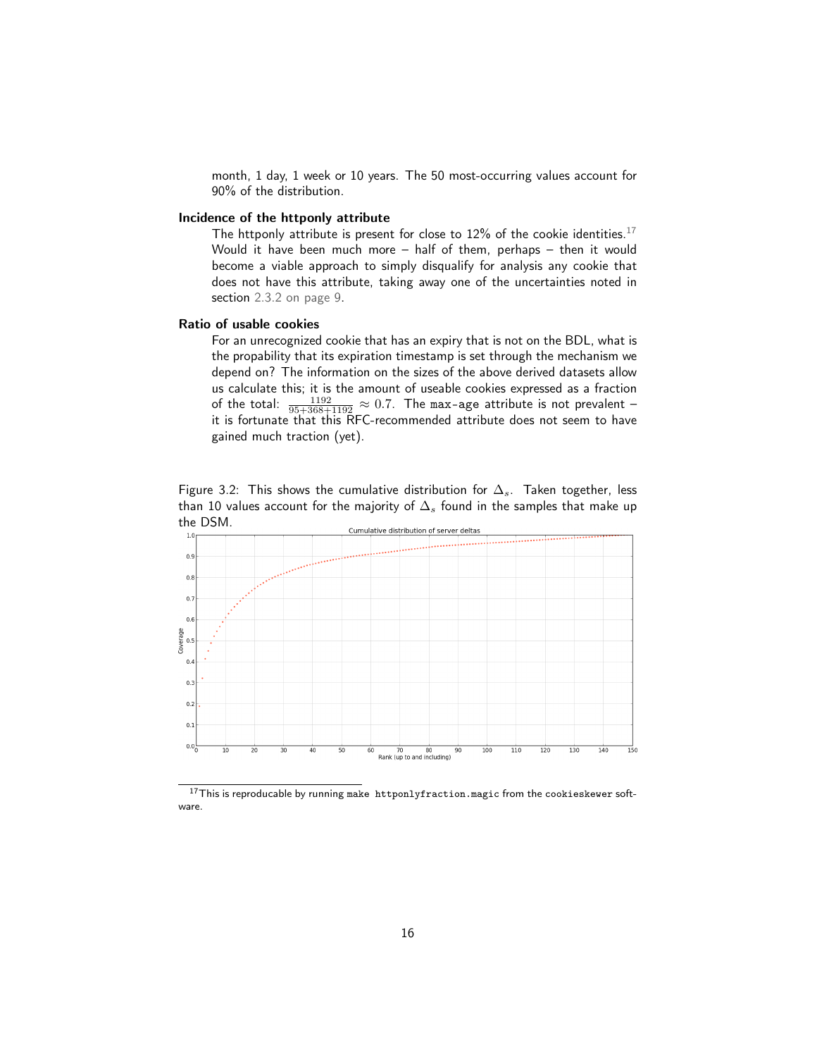month, 1 day, 1 week or 10 years. The 50 most-occurring values account for 90% of the distribution.

**Incidence of the httponly attribute**

The httponly attribute is present for close to 12% of the cookie identities.[17] Would it have been much more – half of them, perhaps – then it would become a viable approach to simply disqualify for analysis any cookie that does not have this attribute, taking away one of the uncertainties noted in section 2.3.2 on page 9.

**Ratio of usable cookies**

For an unrecognized cookie that has an expiry that is not on the BDL, what is the propability that its expiration timestamp is set through the mechanism we depend on? The information on the sizes of the above derived datasets allow us calculate this; it is the amount of useable cookies expressed as a fraction of the total: $\frac{1192}{95+368+1192} \approx 0.7$. The `max-age` attribute is not prevalent – it is fortunate that this RFC-recommended attribute does not seem to have gained much traction (yet).

Figure 3.2: This shows the cumulative distribution for $\Delta_s$. Taken together, less than 10 values account for the majority of $\Delta_s$ found in the samples that make up the DSM.

[17] This is reproducable by running `make httponlyfraction.magic` from the `cookieskewer` software.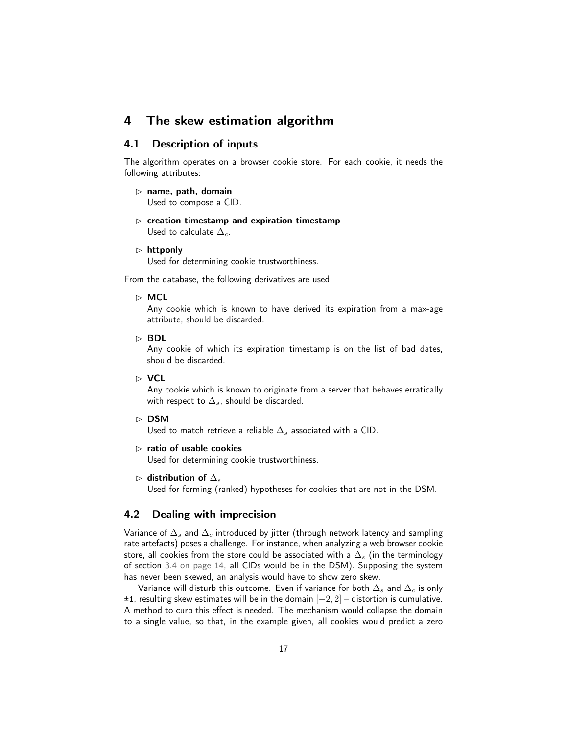# 4 The skew estimation algorithm

## 4.1 Description of inputs

The algorithm operates on a browser cookie store. For each cookie, it needs the following attributes:

- **name, path, domain**
  Used to compose a CID.
- **creation timestamp and expiration timestamp**
  Used to calculate $\Delta_c$.
- **httponly**
  Used for determining cookie trustworthiness.

From the database, the following derivatives are used:

- **MCL**
  Any cookie which is known to have derived its expiration from a max-age attribute, should be discarded.
- **BDL**
  Any cookie of which its expiration timestamp is on the list of bad dates, should be discarded.
- **VCL**
  Any cookie which is known to originate from a server that behaves erratically with respect to $\Delta_s$, should be discarded.
- **DSM**
  Used to match retrieve a reliable $\Delta_s$ associated with a CID.
- **ratio of usable cookies**
  Used for determining cookie trustworthiness.
- **distribution of $\Delta_s$**
  Used for forming (ranked) hypotheses for cookies that are not in the DSM.

## 4.2 Dealing with imprecision

Variance of $\Delta_s$ and $\Delta_c$ introduced by jitter (through network latency and sampling rate artefacts) poses a challenge. For instance, when analyzing a web browser cookie store, all cookies from the store could be associated with a $\Delta_s$ (in the terminology of section 3.4 on page 14, all CIDs would be in the DSM). Supposing the system has never been skewed, an analysis would have to show zero skew.

Variance will disturb this outcome. Even if variance for both $\Delta_s$ and $\Delta_c$ is only ±1, resulting skew estimates will be in the domain $[-2, 2]$ – distortion is cumulative. A method to curb this effect is needed. The mechanism would collapse the domain to a single value, so that, in the example given, all cookies would predict a zero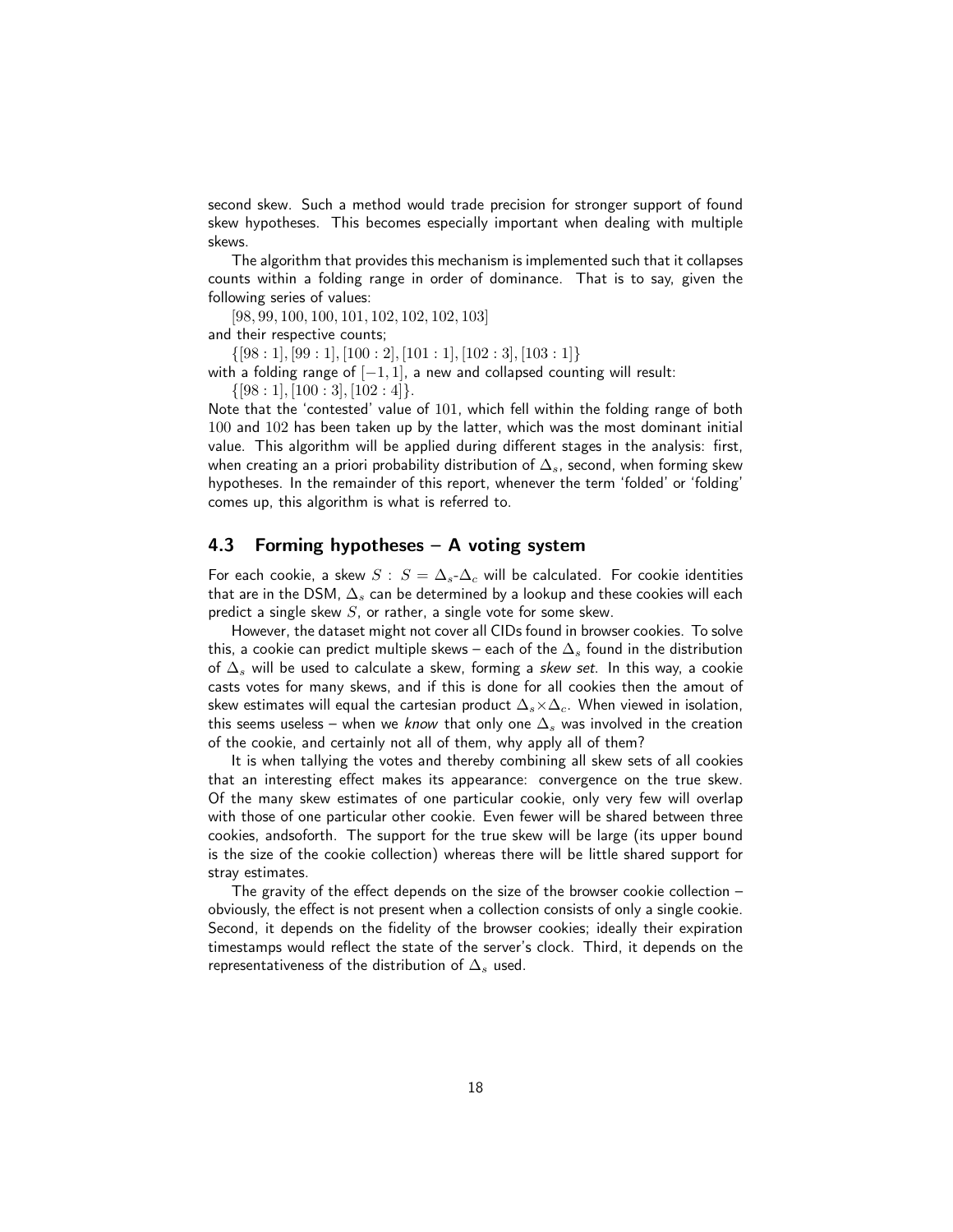second skew. Such a method would trade precision for stronger support of found skew hypotheses. This becomes especially important when dealing with multiple skews.

The algorithm that provides this mechanism is implemented such that it collapses counts within a folding range in order of dominance. That is to say, given the following series of values:

$[98, 99, 100, 100, 101, 102, 102, 102, 103]$

and their respective counts;

$\{[98 : 1], [99 : 1], [100 : 2], [101 : 1], [102 : 3], [103 : 1]\}$

with a folding range of $[-1, 1]$, a new and collapsed counting will result:

$\{[98 : 1], [100 : 3], [102 : 4]\}$.

Note that the 'contested' value of $101$, which fell within the folding range of both $100$ and $102$ has been taken up by the latter, which was the most dominant initial value. This algorithm will be applied during different stages in the analysis: first, when creating an a priori probability distribution of $\Delta_s$, second, when forming skew hypotheses. In the remainder of this report, whenever the term 'folded' or 'folding' comes up, this algorithm is what is referred to.

## 4.3 Forming hypotheses – A voting system

For each cookie, a skew $S : S = \Delta_s\text{-}\Delta_c$ will be calculated. For cookie identities that are in the DSM, $\Delta_s$ can be determined by a lookup and these cookies will each predict a single skew $S$, or rather, a single vote for some skew.

However, the dataset might not cover all CIDs found in browser cookies. To solve this, a cookie can predict multiple skews – each of the $\Delta_s$ found in the distribution of $\Delta_s$ will be used to calculate a skew, forming a *skew set*. In this way, a cookie casts votes for many skews, and if this is done for all cookies then the amout of skew estimates will equal the cartesian product $\Delta_s \times \Delta_c$. When viewed in isolation, this seems useless – when we *know* that only one $\Delta_s$ was involved in the creation of the cookie, and certainly not all of them, why apply all of them?

It is when tallying the votes and thereby combining all skew sets of all cookies that an interesting effect makes its appearance: convergence on the true skew. Of the many skew estimates of one particular cookie, only very few will overlap with those of one particular other cookie. Even fewer will be shared between three cookies, andsoforth. The support for the true skew will be large (its upper bound is the size of the cookie collection) whereas there will be little shared support for stray estimates.

The gravity of the effect depends on the size of the browser cookie collection – obviously, the effect is not present when a collection consists of only a single cookie. Second, it depends on the fidelity of the browser cookies; ideally their expiration timestamps would reflect the state of the server's clock. Third, it depends on the representativeness of the distribution of $\Delta_s$ used.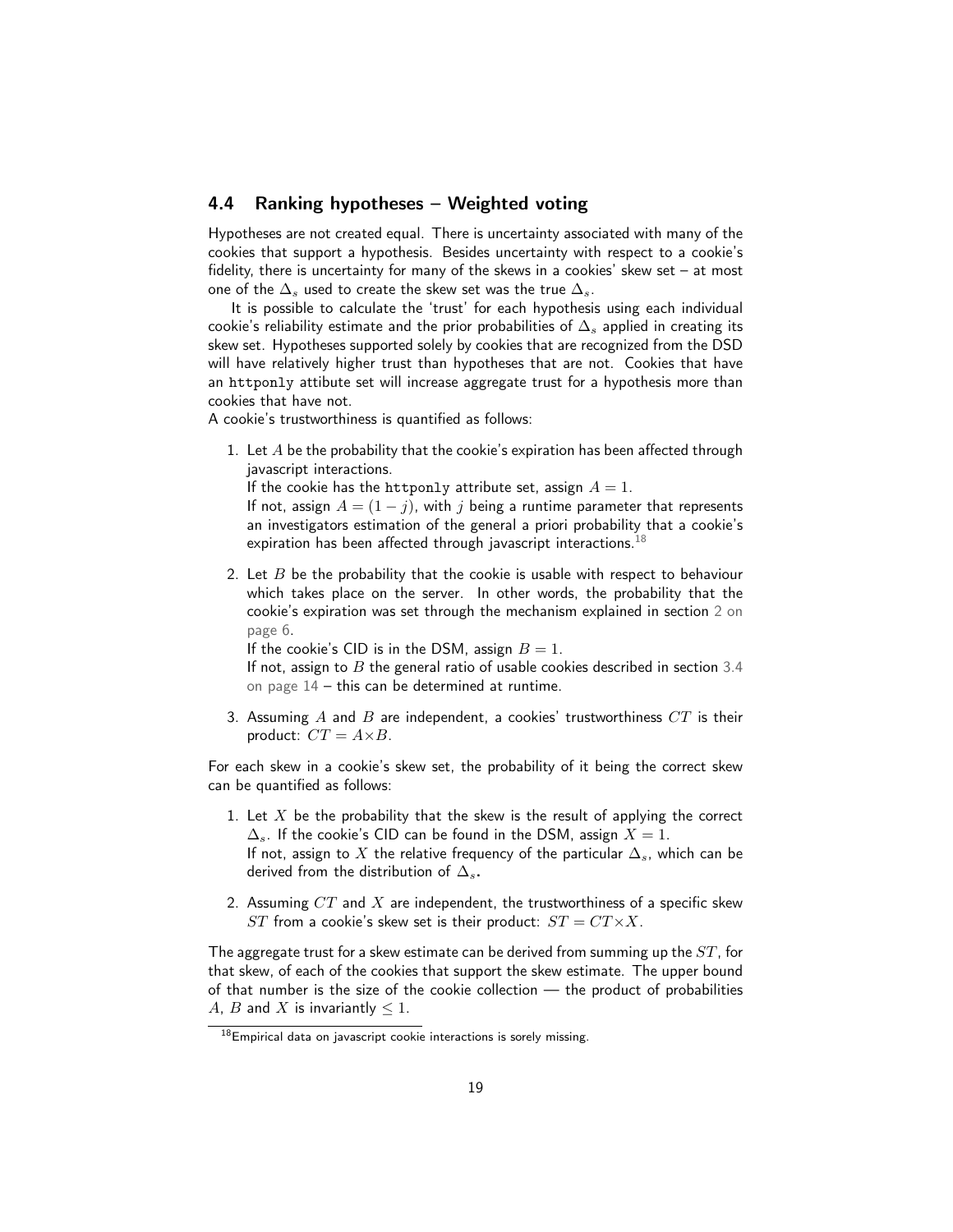### 4.4 Ranking hypotheses – Weighted voting

Hypotheses are not created equal. There is uncertainty associated with many of the cookies that support a hypothesis. Besides uncertainty with respect to a cookie's fidelity, there is uncertainty for many of the skews in a cookies' skew set – at most one of the $\Delta_s$ used to create the skew set was the true $\Delta_s$.

It is possible to calculate the 'trust' for each hypothesis using each individual cookie's reliability estimate and the prior probabilities of $\Delta_s$ applied in creating its skew set. Hypotheses supported solely by cookies that are recognized from the DSD will have relatively higher trust than hypotheses that are not. Cookies that have an `httponly` attibute set will increase aggregate trust for a hypothesis more than cookies that have not.

A cookie's trustworthiness is quantified as follows:

1. Let $A$ be the probability that the cookie's expiration has been affected through javascript interactions.
   If the cookie has the `httponly` attribute set, assign $A = 1$.
   If not, assign $A = (1 - j)$, with $j$ being a runtime parameter that represents an investigators estimation of the general a priori probability that a cookie's expiration has been affected through javascript interactions.[18]
2. Let $B$ be the probability that the cookie is usable with respect to behaviour which takes place on the server. In other words, the probability that the cookie's expiration was set through the mechanism explained in section 2 on page 6.
   If the cookie's CID is in the DSM, assign $B = 1$.
   If not, assign to $B$ the general ratio of usable cookies described in section 3.4 on page 14 – this can be determined at runtime.
3. Assuming $A$ and $B$ are independent, a cookies' trustworthiness $CT$ is their product: $CT = A \times B$.

For each skew in a cookie's skew set, the probability of it being the correct skew can be quantified as follows:

1. Let $X$ be the probability that the skew is the result of applying the correct $\Delta_s$. If the cookie's CID can be found in the DSM, assign $X = 1$.
   If not, assign to $X$ the relative frequency of the particular $\Delta_s$, which can be derived from the distribution of $\Delta_s$.
2. Assuming $CT$ and $X$ are independent, the trustworthiness of a specific skew $ST$ from a cookie's skew set is their product: $ST = CT \times X$.

The aggregate trust for a skew estimate can be derived from summing up the $ST$, for that skew, of each of the cookies that support the skew estimate. The upper bound of that number is the size of the cookie collection — the product of probabilities $A$, $B$ and $X$ is invariantly $\leq 1$.

[18] Empirical data on javascript cookie interactions is sorely missing.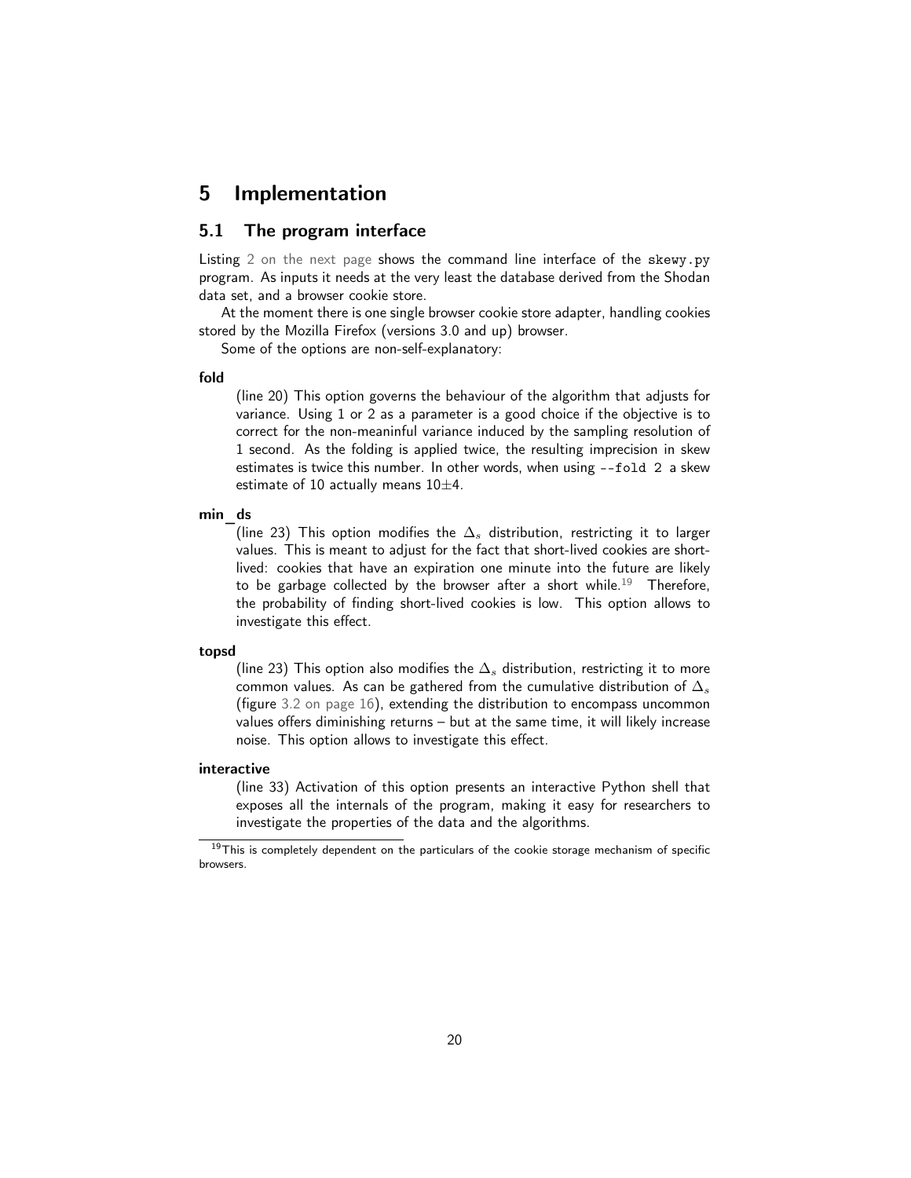# 5 Implementation

## 5.1 The program interface

Listing 2 on the next page shows the command line interface of the `skewy.py` program. As inputs it needs at the very least the database derived from the Shodan data set, and a browser cookie store.

At the moment there is one single browser cookie store adapter, handling cookies stored by the Mozilla Firefox (versions 3.0 and up) browser.

Some of the options are non-self-explanatory:

**fold**

(line 20) This option governs the behaviour of the algorithm that adjusts for variance. Using 1 or 2 as a parameter is a good choice if the objective is to correct for the non-meaninful variance induced by the sampling resolution of 1 second. As the folding is applied twice, the resulting imprecision in skew estimates is twice this number. In other words, when using `--fold 2` a skew estimate of 10 actually means $10 \pm 4$.

**min_ds**

(line 23) This option modifies the $\Delta_s$ distribution, restricting it to larger values. This is meant to adjust for the fact that short-lived cookies are short-lived: cookies that have an expiration one minute into the future are likely to be garbage collected by the browser after a short while.[19] Therefore, the probability of finding short-lived cookies is low. This option allows to investigate this effect.

**topsd**

(line 23) This option also modifies the $\Delta_s$ distribution, restricting it to more common values. As can be gathered from the cumulative distribution of $\Delta_s$ (figure 3.2 on page 16), extending the distribution to encompass uncommon values offers diminishing returns – but at the same time, it will likely increase noise. This option allows to investigate this effect.

**interactive**

(line 33) Activation of this option presents an interactive Python shell that exposes all the internals of the program, making it easy for researchers to investigate the properties of the data and the algorithms.

[19] This is completely dependent on the particulars of the cookie storage mechanism of specific browsers.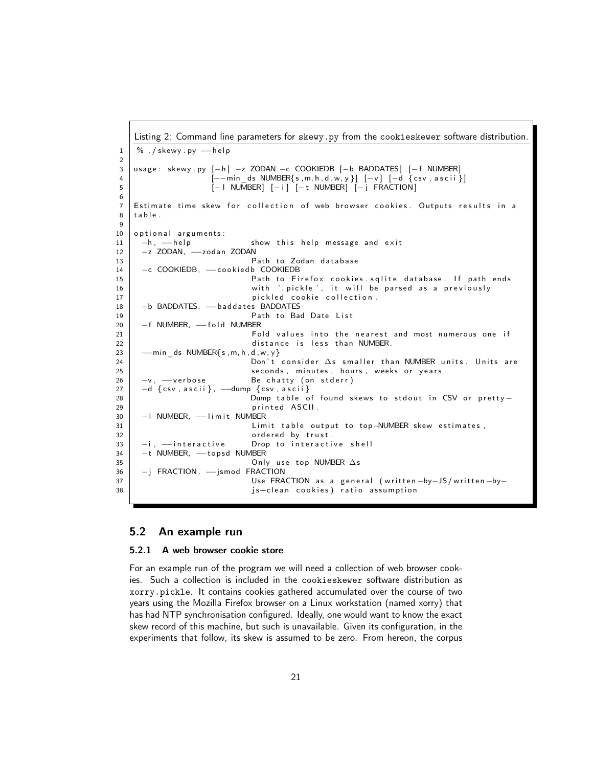Listing 2: Command line parameters for `skewy.py` from the `cookieskewer` software distribution.

```
% ./skewy.py --help

usage: skewy.py [-h] -z ZODAN -c COOKIEDB [-b BADDATES] [-f NUMBER]
                [--min_ds NUMBER{s,m,h,d,w,y}] [-v] [-d {csv,ascii}]
                [-l NUMBER] [-i] [-t NUMBER] [-j FRACTION]

Estimate time skew for collection of web browser cookies. Outputs results in a
table.

optional arguments:
  -h, --help            show this help message and exit
  -z ZODAN, --zodan ZODAN
                        Path to Zodan database
  -c COOKIEDB, --cookiedb COOKIEDB
                        Path to Firefox cookies.sqlite database. If path ends
                        with '.pickle', it will be parsed as a previously
                        pickled cookie collection.
  -b BADDATES, --baddates BADDATES
                        Path to Bad Date List
  -f NUMBER, --fold NUMBER
                        Fold values into the nearest and most numerous one if
                        distance is less than NUMBER.
  --min_ds NUMBER{s,m,h,d,w,y}
                        Don't consider Δs smaller than NUMBER units. Units are
                        seconds, minutes, hours, weeks or years.
  -v, --verbose         Be chatty (on stderr)
  -d {csv,ascii}, --dump {csv,ascii}
                        Dump table of found skews to stdout in CSV or pretty-
                        printed ASCII.
  -l NUMBER, --limit NUMBER
                        Limit table output to top-NUMBER skew estimates,
                        ordered by trust.
  -i, --interactive     Drop to interactive shell
  -t NUMBER, --topsd NUMBER
                        Only use top NUMBER Δs
  -j FRACTION, --jsmod FRACTION
                        Use FRACTION as a general (written-by-JS/written-by-
                        js+clean cookies) ratio assumption
```

## 5.2 An example run

### 5.2.1 A web browser cookie store

For an example run of the program we will need a collection of web browser cookies. Such a collection is included in the cookieskewer software distribution as xorry.pickle. It contains cookies gathered accumulated over the course of two years using the Mozilla Firefox browser on a Linux workstation (named xorry) that has had NTP synchronisation configured. Ideally, one would want to know the exact skew record of this machine, but such is unavailable. Given its configuration, in the experiments that follow, its skew is assumed to be zero. From hereon, the corpus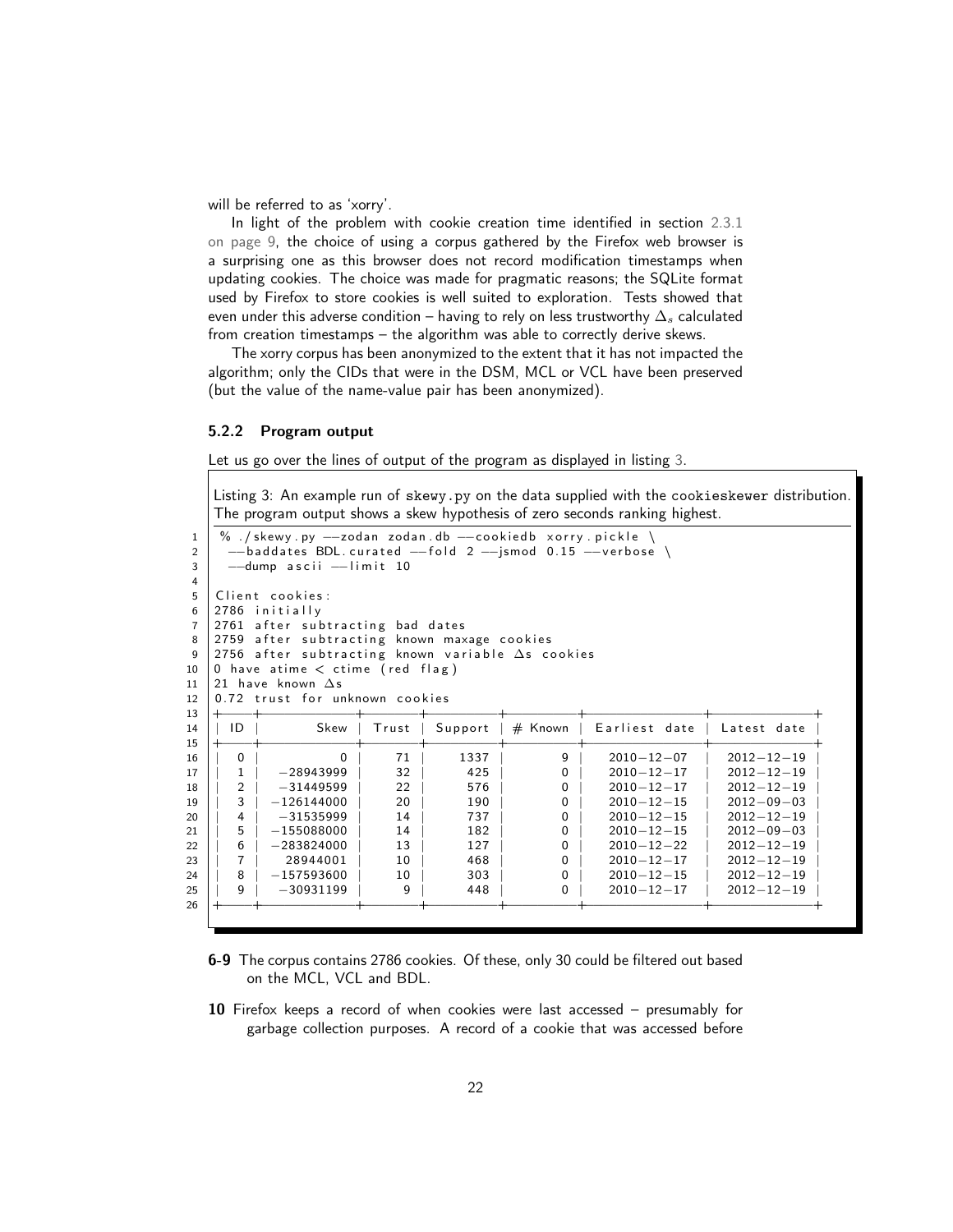will be referred to as 'xorry'.

In light of the problem with cookie creation time identified in section 2.3.1 on page 9, the choice of using a corpus gathered by the Firefox web browser is a surprising one as this browser does not record modification timestamps when updating cookies. The choice was made for pragmatic reasons; the SQLite format used by Firefox to store cookies is well suited to exploration. Tests showed that even under this adverse condition – having to rely on less trustworthy $\Delta_s$ calculated from creation timestamps – the algorithm was able to correctly derive skews.

The xorry corpus has been anonymized to the extent that it has not impacted the algorithm; only the CIDs that were in the DSM, MCL or VCL have been preserved (but the value of the name-value pair has been anonymized).

### 5.2.2 Program output

Let us go over the lines of output of the program as displayed in listing 3.

Listing 3: An example run of skewy.py on the data supplied with the cookieskewer distribution. The program output shows a skew hypothesis of zero seconds ranking highest.

```
1  % ./skewy.py --zodan zodan.db --cookiedb xorry.pickle \
2    --baddates BDL.curated --fold 2 --jsmod 0.15 --verbose \
3    --dump ascii --limit 10
4
5  Client cookies:
6  2786 initially
7  2761 after subtracting bad dates
8  2759 after subtracting known maxage cookies
9  2756 after subtracting known variable Δs cookies
10 0 have atime < ctime (red flag)
11 21 have known Δs
12 0.72 trust for unknown cookies
13 +----+------------+-------+---------+---------+---------------+-------------+
14 | ID |       Skew | Trust | Support | # Known | Earliest date | Latest date |
15 +----+------------+-------+---------+---------+---------------+-------------+
16 |  0 |          0 |    71 |    1337 |       9 |   2010-12-07  |  2012-12-19 |
17 |  1 |  -28943999 |    32 |     425 |       0 |   2010-12-17  |  2012-12-19 |
18 |  2 |  -31449599 |    22 |     576 |       0 |   2010-12-17  |  2012-12-19 |
19 |  3 | -126144000 |    20 |     190 |       0 |   2010-12-15  |  2012-09-03 |
20 |  4 |  -31535999 |    14 |     737 |       0 |   2010-12-15  |  2012-12-19 |
21 |  5 | -155088000 |    14 |     182 |       0 |   2010-12-15  |  2012-09-03 |
22 |  6 | -283824000 |    13 |     127 |       0 |   2010-12-22  |  2012-12-19 |
23 |  7 |   28944001 |    10 |     468 |       0 |   2010-12-17  |  2012-12-19 |
24 |  8 | -157593600 |    10 |     303 |       0 |   2010-12-15  |  2012-12-19 |
25 |  9 |  -30931199 |     9 |     448 |       0 |   2010-12-17  |  2012-12-19 |
26 +----+------------+-------+---------+---------+---------------+-------------+
```

**6-9** The corpus contains 2786 cookies. Of these, only 30 could be filtered out based on the MCL, VCL and BDL.

**10** Firefox keeps a record of when cookies were last accessed – presumably for garbage collection purposes. A record of a cookie that was accessed before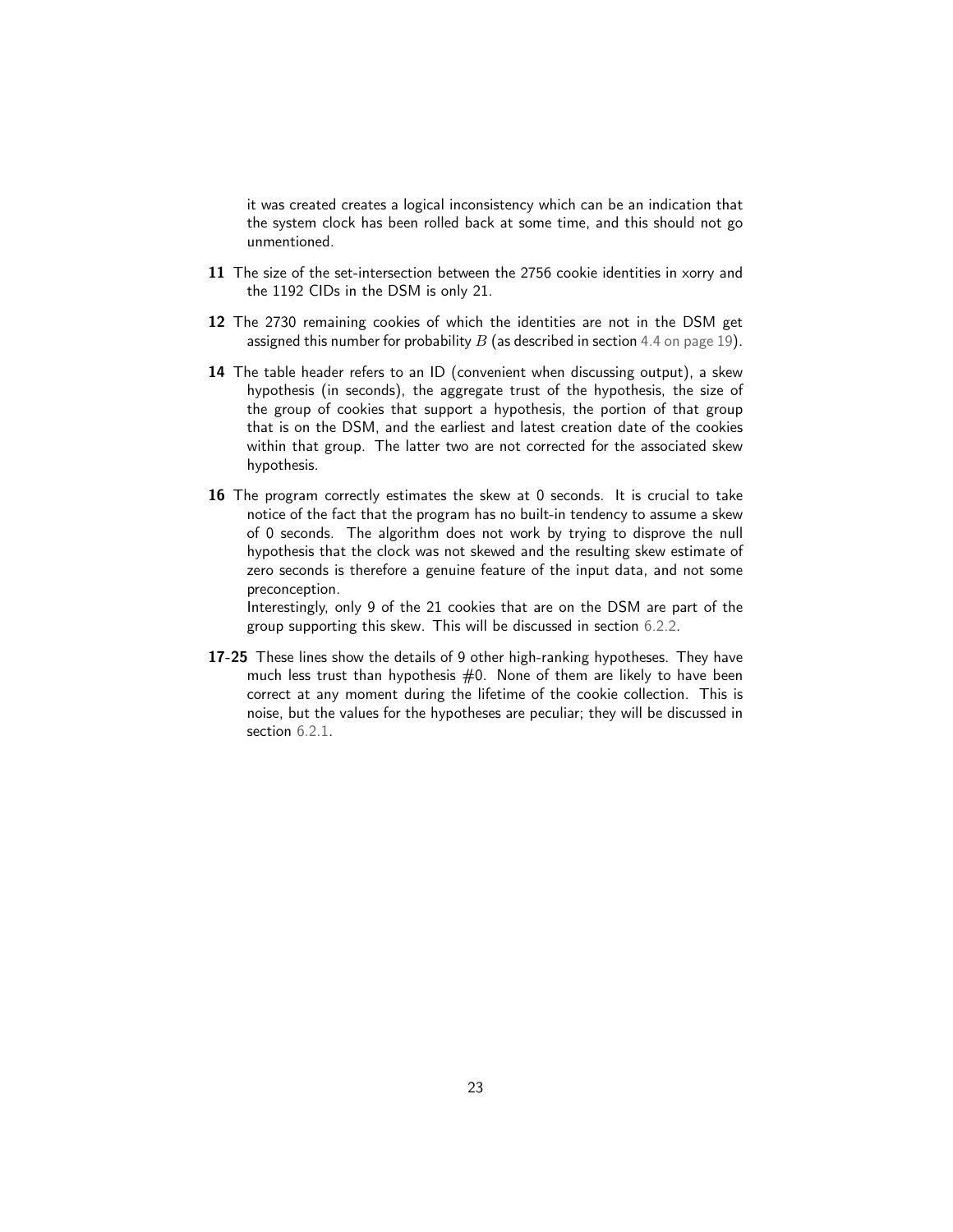it was created creates a logical inconsistency which can be an indication that the system clock has been rolled back at some time, and this should not go unmentioned.

**11** The size of the set-intersection between the 2756 cookie identities in xorry and the 1192 CIDs in the DSM is only 21.

**12** The 2730 remaining cookies of which the identities are not in the DSM get assigned this number for probability $B$ (as described in section 4.4 on page 19).

**14** The table header refers to an ID (convenient when discussing output), a skew hypothesis (in seconds), the aggregate trust of the hypothesis, the size of the group of cookies that support a hypothesis, the portion of that group that is on the DSM, and the earliest and latest creation date of the cookies within that group. The latter two are not corrected for the associated skew hypothesis.

**16** The program correctly estimates the skew at 0 seconds. It is crucial to take notice of the fact that the program has no built-in tendency to assume a skew of 0 seconds. The algorithm does not work by trying to disprove the null hypothesis that the clock was not skewed and the resulting skew estimate of zero seconds is therefore a genuine feature of the input data, and not some preconception.
Interestingly, only 9 of the 21 cookies that are on the DSM are part of the group supporting this skew. This will be discussed in section 6.2.2.

**17-25** These lines show the details of 9 other high-ranking hypotheses. They have much less trust than hypothesis #0. None of them are likely to have been correct at any moment during the lifetime of the cookie collection. This is noise, but the values for the hypotheses are peculiar; they will be discussed in section 6.2.1.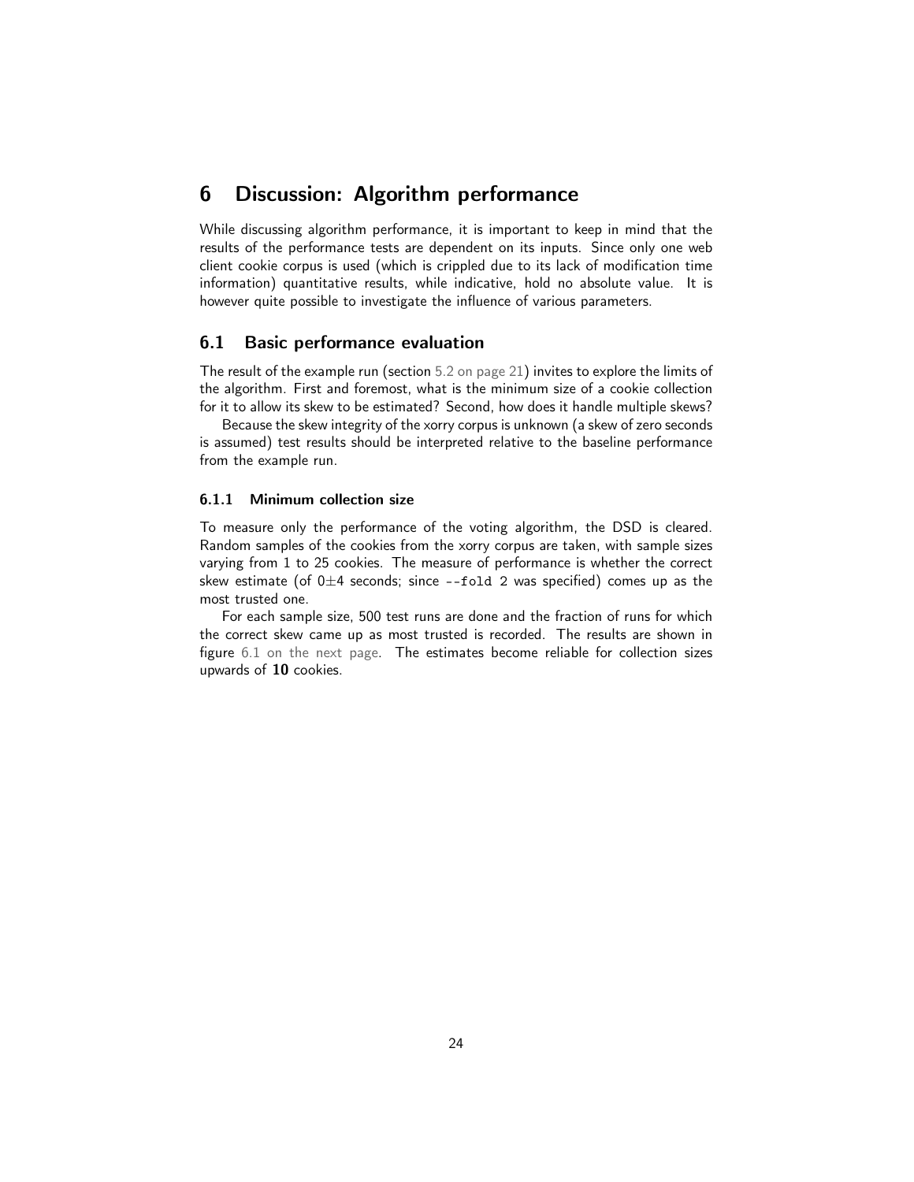# 6 Discussion: Algorithm performance

While discussing algorithm performance, it is important to keep in mind that the results of the performance tests are dependent on its inputs. Since only one web client cookie corpus is used (which is crippled due to its lack of modification time information) quantitative results, while indicative, hold no absolute value. It is however quite possible to investigate the influence of various parameters.

## 6.1 Basic performance evaluation

The result of the example run (section 5.2 on page 21) invites to explore the limits of the algorithm. First and foremost, what is the minimum size of a cookie collection for it to allow its skew to be estimated? Second, how does it handle multiple skews?

Because the skew integrity of the xorry corpus is unknown (a skew of zero seconds is assumed) test results should be interpreted relative to the baseline performance from the example run.

### 6.1.1 Minimum collection size

To measure only the performance of the voting algorithm, the DSD is cleared. Random samples of the cookies from the xorry corpus are taken, with sample sizes varying from 1 to 25 cookies. The measure of performance is whether the correct skew estimate (of $0 \pm 4$ seconds; since `--fold 2` was specified) comes up as the most trusted one.

For each sample size, 500 test runs are done and the fraction of runs for which the correct skew came up as most trusted is recorded. The results are shown in figure 6.1 on the next page. The estimates become reliable for collection sizes upwards of **10** cookies.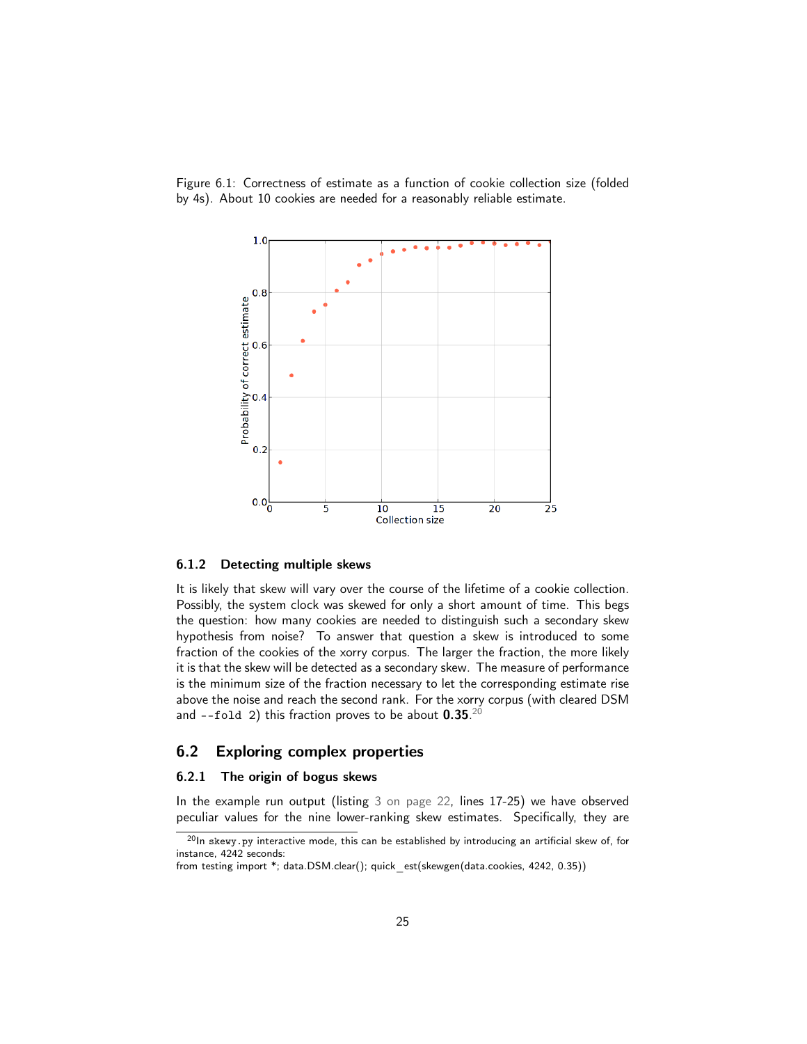Figure 6.1: Correctness of estimate as a function of cookie collection size (folded by 4s). About 10 cookies are needed for a reasonably reliable estimate.

### 6.1.2 Detecting multiple skews

It is likely that skew will vary over the course of the lifetime of a cookie collection. Possibly, the system clock was skewed for only a short amount of time. This begs the question: how many cookies are needed to distinguish such a secondary skew hypothesis from noise? To answer that question a skew is introduced to some fraction of the cookies of the xorry corpus. The larger the fraction, the more likely it is that the skew will be detected as a secondary skew. The measure of performance is the minimum size of the fraction necessary to let the corresponding estimate rise above the noise and reach the second rank. For the xorry corpus (with cleared DSM and `--fold 2`) this fraction proves to be about **0.35**.[20]

## 6.2 Exploring complex properties

### 6.2.1 The origin of bogus skews

In the example run output (listing 3 on page 22, lines 17-25) we have observed peculiar values for the nine lower-ranking skew estimates. Specifically, they are

[20] In `skewy.py` interactive mode, this can be established by introducing an artificial skew of, for instance, 4242 seconds:
from testing import *; data.DSM.clear(); quick_est(skewgen(data.cookies, 4242, 0.35))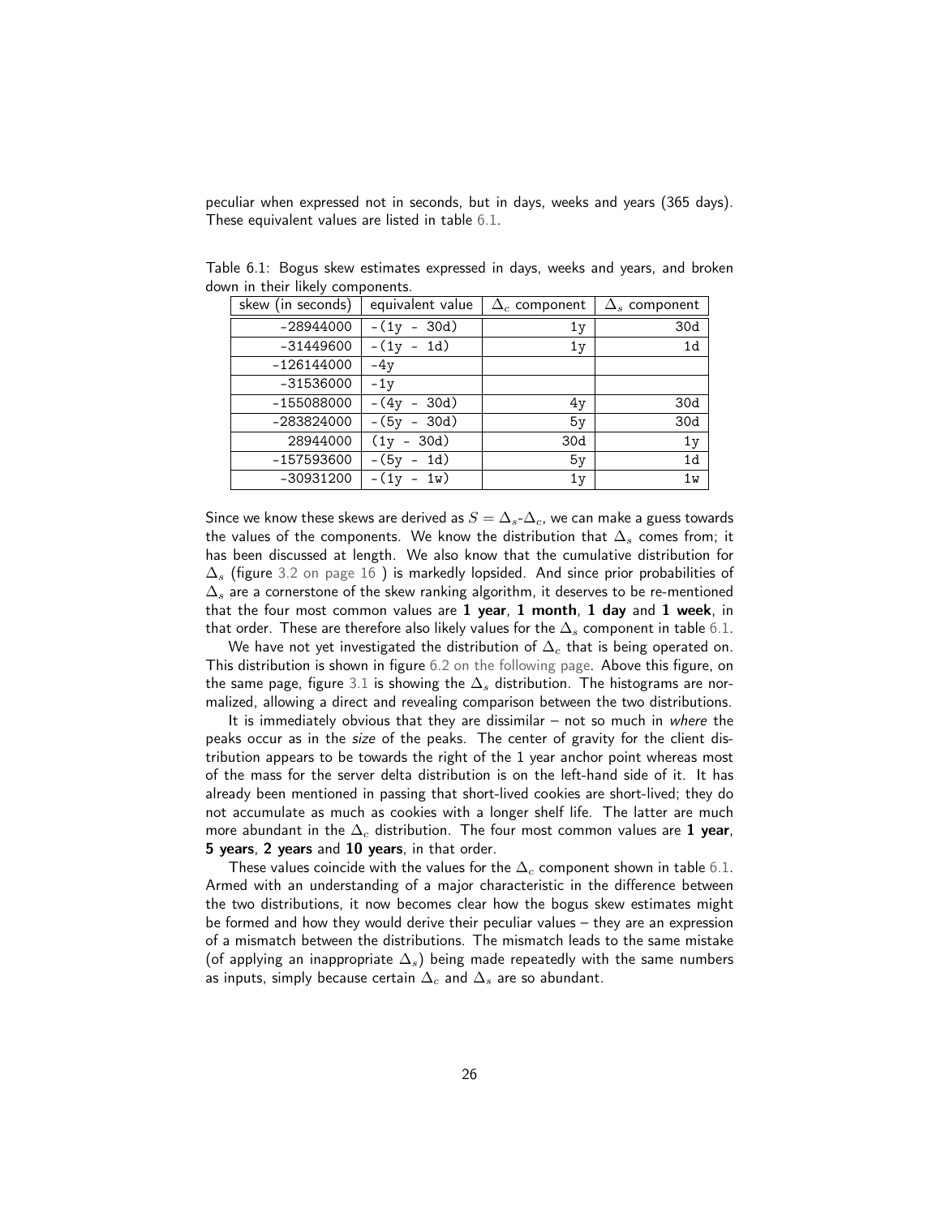peculiar when expressed not in seconds, but in days, weeks and years (365 days). These equivalent values are listed in table 6.1.

Table 6.1: Bogus skew estimates expressed in days, weeks and years, and broken down in their likely components.

| skew (in seconds) | equivalent value | $\Delta_c$ component | $\Delta_s$ component |
|---|---|---|---|
| -28944000 | -(1y - 30d) | 1y | 30d |
| -31449600 | -(1y - 1d) | 1y | 1d |
| -126144000 | -4y | | |
| -31536000 | -1y | | |
| -155088000 | -(4y - 30d) | 4y | 30d |
| -283824000 | -(5y - 30d) | 5y | 30d |
| 28944000 | (1y - 30d) | 30d | 1y |
| -157593600 | -(5y - 1d) | 5y | 1d |
| -30931200 | -(1y - 1w) | 1y | 1w |

Since we know these skews are derived as $S = \Delta_s$-$\Delta_c$, we can make a guess towards the values of the components. We know the distribution that $\Delta_s$ comes from; it has been discussed at length. We also know that the cumulative distribution for $\Delta_s$ (figure 3.2 on page 16 ) is markedly lopsided. And since prior probabilities of $\Delta_s$ are a cornerstone of the skew ranking algorithm, it deserves to be re-mentioned that the four most common values are **1 year**, **1 month**, **1 day** and **1 week**, in that order. These are therefore also likely values for the $\Delta_s$ component in table 6.1.

We have not yet investigated the distribution of $\Delta_c$ that is being operated on. This distribution is shown in figure 6.2 on the following page. Above this figure, on the same page, figure 3.1 is showing the $\Delta_s$ distribution. The histograms are normalized, allowing a direct and revealing comparison between the two distributions.

It is immediately obvious that they are dissimilar – not so much in *where* the peaks occur as in the *size* of the peaks. The center of gravity for the client distribution appears to be towards the right of the 1 year anchor point whereas most of the mass for the server delta distribution is on the left-hand side of it. It has already been mentioned in passing that short-lived cookies are short-lived; they do not accumulate as much as cookies with a longer shelf life. The latter are much more abundant in the $\Delta_c$ distribution. The four most common values are **1 year**, **5 years**, **2 years** and **10 years**, in that order.

These values coincide with the values for the $\Delta_c$ component shown in table 6.1. Armed with an understanding of a major characteristic in the difference between the two distributions, it now becomes clear how the bogus skew estimates might be formed and how they would derive their peculiar values – they are an expression of a mismatch between the distributions. The mismatch leads to the same mistake (of applying an inappropriate $\Delta_s$) being made repeatedly with the same numbers as inputs, simply because certain $\Delta_c$ and $\Delta_s$ are so abundant.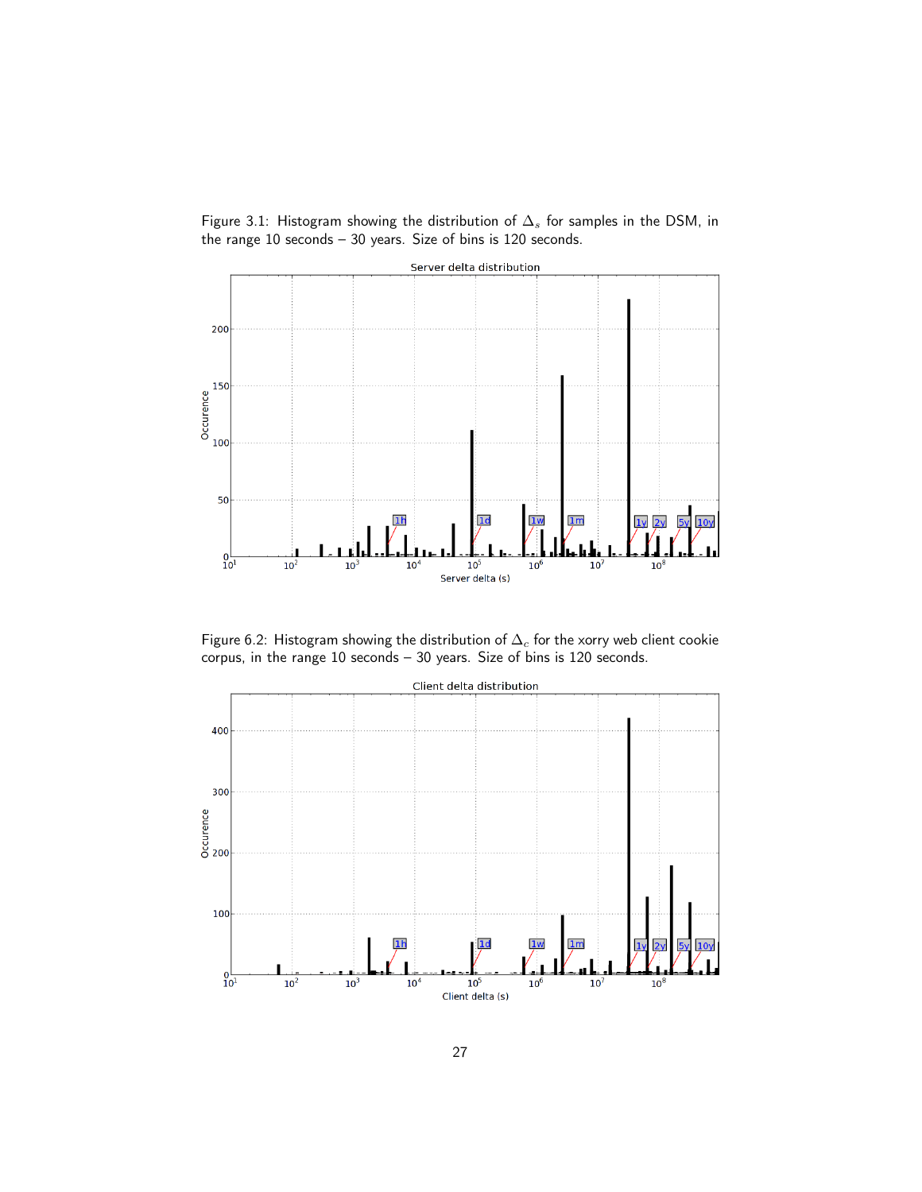Figure 3.1: Histogram showing the distribution of $\Delta_s$ for samples in the DSM, in the range 10 seconds – 30 years. Size of bins is 120 seconds.

Figure 6.2: Histogram showing the distribution of $\Delta_c$ for the xorry web client cookie corpus, in the range 10 seconds – 30 years. Size of bins is 120 seconds.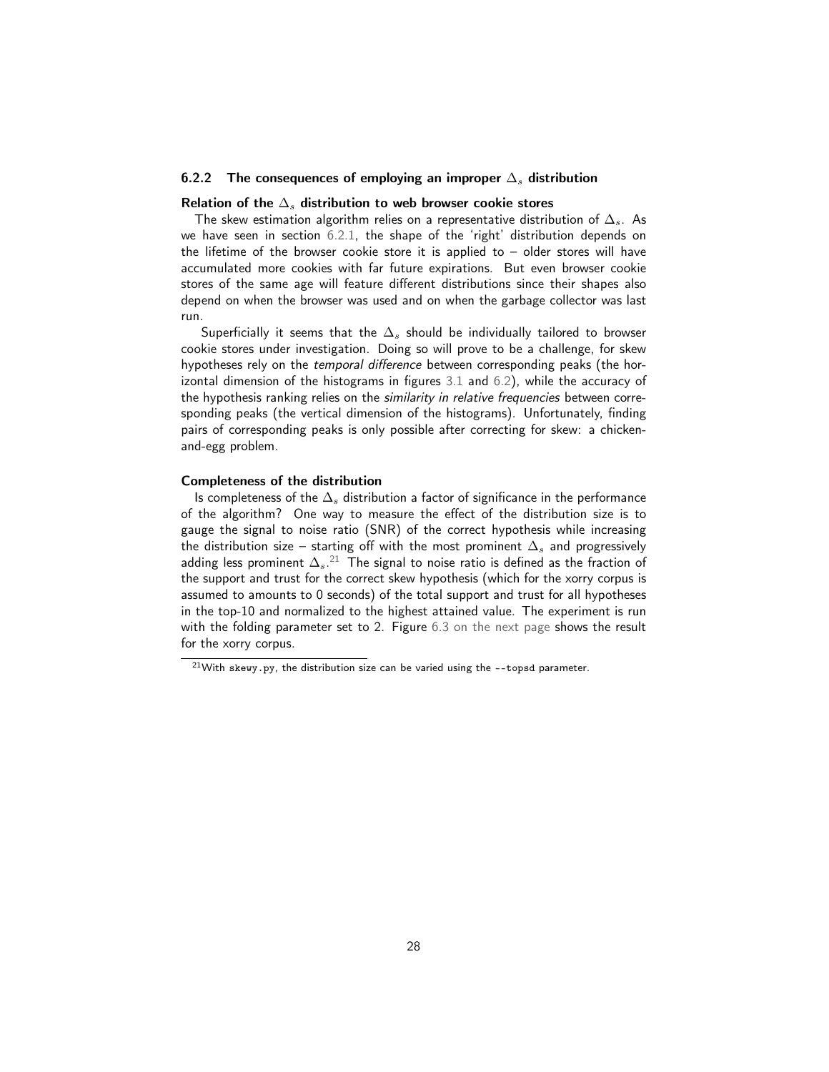### 6.2.2 The consequences of employing an improper $\Delta_s$ distribution

**Relation of the $\Delta_s$ distribution to web browser cookie stores**

The skew estimation algorithm relies on a representative distribution of $\Delta_s$. As we have seen in section 6.2.1, the shape of the 'right' distribution depends on the lifetime of the browser cookie store it is applied to – older stores will have accumulated more cookies with far future expirations. But even browser cookie stores of the same age will feature different distributions since their shapes also depend on when the browser was used and on when the garbage collector was last run.

Superficially it seems that the $\Delta_s$ should be individually tailored to browser cookie stores under investigation. Doing so will prove to be a challenge, for skew hypotheses rely on the *temporal difference* between corresponding peaks (the horizontal dimension of the histograms in figures 3.1 and 6.2), while the accuracy of the hypothesis ranking relies on the *similarity in relative frequencies* between corresponding peaks (the vertical dimension of the histograms). Unfortunately, finding pairs of corresponding peaks is only possible after correcting for skew: a chicken-and-egg problem.

**Completeness of the distribution**

Is completeness of the $\Delta_s$ distribution a factor of significance in the performance of the algorithm? One way to measure the effect of the distribution size is to gauge the signal to noise ratio (SNR) of the correct hypothesis while increasing the distribution size – starting off with the most prominent $\Delta_s$ and progressively adding less prominent $\Delta_s$.[21] The signal to noise ratio is defined as the fraction of the support and trust for the correct skew hypothesis (which for the xorry corpus is assumed to amounts to 0 seconds) of the total support and trust for all hypotheses in the top-10 and normalized to the highest attained value. The experiment is run with the folding parameter set to 2. Figure 6.3 on the next page shows the result for the xorry corpus.

[21] With `skewy.py`, the distribution size can be varied using the `--topsd` parameter.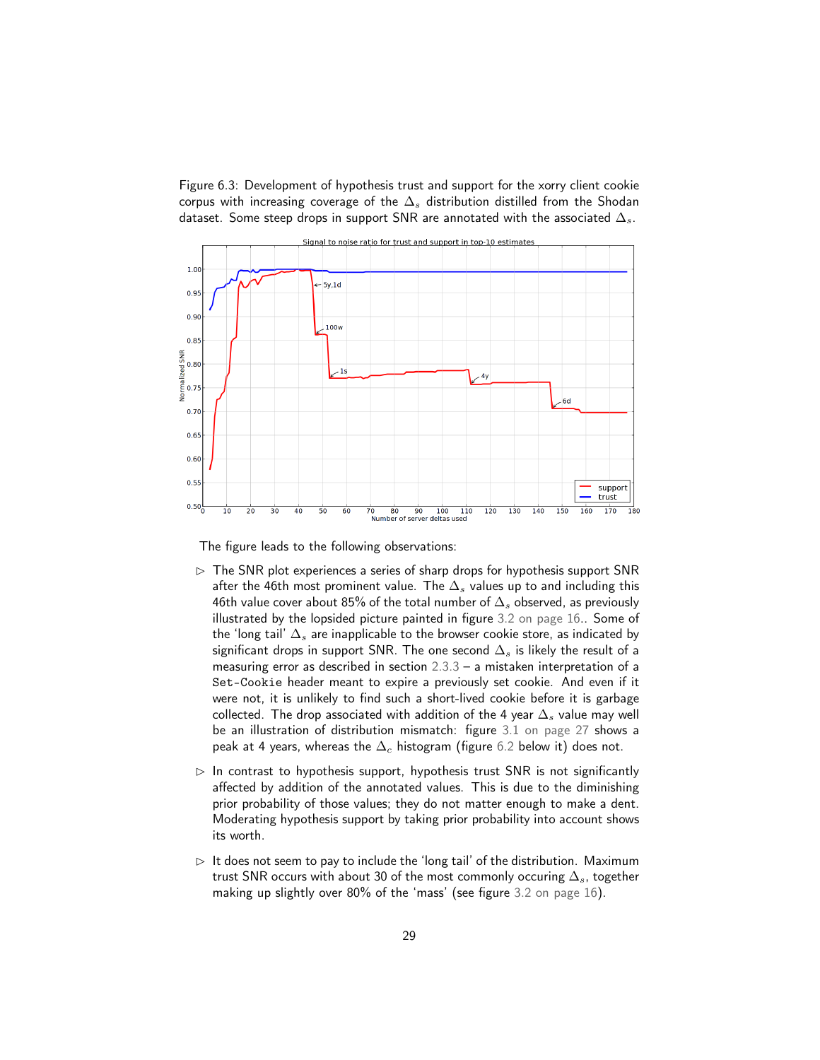Figure 6.3: Development of hypothesis trust and support for the xorry client cookie corpus with increasing coverage of the $\Delta_s$ distribution distilled from the Shodan dataset. Some steep drops in support SNR are annotated with the associated $\Delta_s$.

The figure leads to the following observations:

- ▷ The SNR plot experiences a series of sharp drops for hypothesis support SNR after the 46th most prominent value. The $\Delta_s$ values up to and including this 46th value cover about 85% of the total number of $\Delta_s$ observed, as previously illustrated by the lopsided picture painted in figure 3.2 on page 16.. Some of the 'long tail' $\Delta_s$ are inapplicable to the browser cookie store, as indicated by significant drops in support SNR. The one second $\Delta_s$ is likely the result of a measuring error as described in section 2.3.3 – a mistaken interpretation of a `Set-Cookie` header meant to expire a previously set cookie. And even if it were not, it is unlikely to find such a short-lived cookie before it is garbage collected. The drop associated with addition of the 4 year $\Delta_s$ value may well be an illustration of distribution mismatch: figure 3.1 on page 27 shows a peak at 4 years, whereas the $\Delta_c$ histogram (figure 6.2 below it) does not.

- ▷ In contrast to hypothesis support, hypothesis trust SNR is not significantly affected by addition of the annotated values. This is due to the diminishing prior probability of those values; they do not matter enough to make a dent. Moderating hypothesis support by taking prior probability into account shows its worth.

- ▷ It does not seem to pay to include the 'long tail' of the distribution. Maximum trust SNR occurs with about 30 of the most commonly occuring $\Delta_s$, together making up slightly over 80% of the 'mass' (see figure 3.2 on page 16).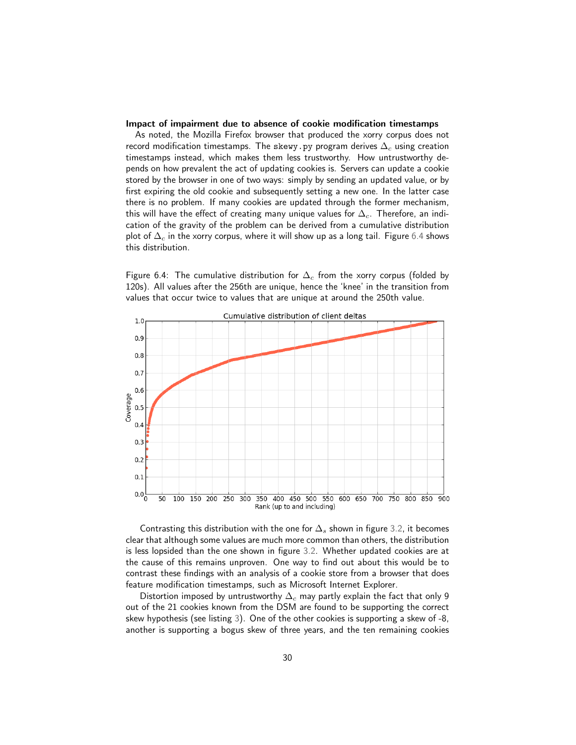**Impact of impairment due to absence of cookie modification timestamps**

As noted, the Mozilla Firefox browser that produced the xorry corpus does not record modification timestamps. The `skewy.py` program derives $\Delta_c$ using creation timestamps instead, which makes them less trustworthy. How untrustworthy depends on how prevalent the act of updating cookies is. Servers can update a cookie stored by the browser in one of two ways: simply by sending an updated value, or by first expiring the old cookie and subsequently setting a new one. In the latter case there is no problem. If many cookies are updated through the former mechanism, this will have the effect of creating many unique values for $\Delta_c$. Therefore, an indication of the gravity of the problem can be derived from a cumulative distribution plot of $\Delta_c$ in the xorry corpus, where it will show up as a long tail. Figure 6.4 shows this distribution.

Figure 6.4: The cumulative distribution for $\Delta_c$ from the xorry corpus (folded by 120s). All values after the 256th are unique, hence the 'knee' in the transition from values that occur twice to values that are unique at around the 250th value.

Contrasting this distribution with the one for $\Delta_s$ shown in figure 3.2, it becomes clear that although some values are much more common than others, the distribution is less lopsided than the one shown in figure 3.2. Whether updated cookies are at the cause of this remains unproven. One way to find out about this would be to contrast these findings with an analysis of a cookie store from a browser that does feature modification timestamps, such as Microsoft Internet Explorer.

Distortion imposed by untrustworthy $\Delta_c$ may partly explain the fact that only 9 out of the 21 cookies known from the DSM are found to be supporting the correct skew hypothesis (see listing 3). One of the other cookies is supporting a skew of -8, another is supporting a bogus skew of three years, and the ten remaining cookies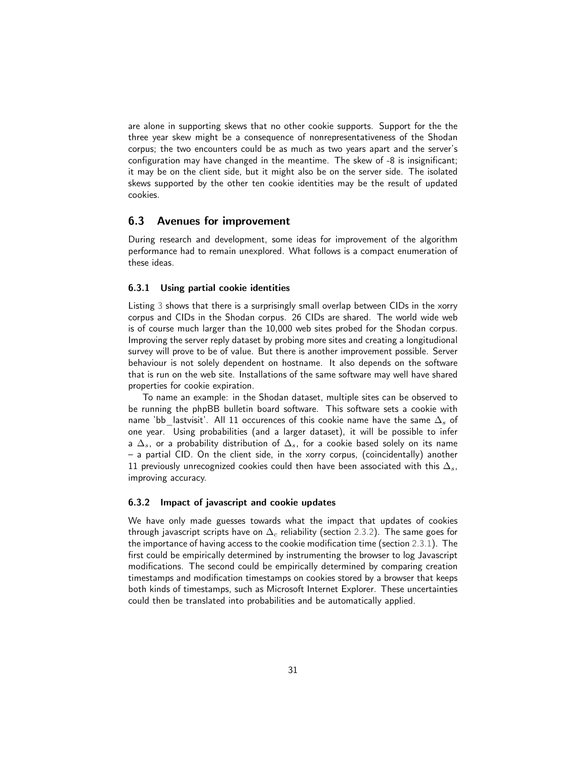are alone in supporting skews that no other cookie supports. Support for the the three year skew might be a consequence of nonrepresentativeness of the Shodan corpus; the two encounters could be as much as two years apart and the server's configuration may have changed in the meantime. The skew of -8 is insignificant; it may be on the client side, but it might also be on the server side. The isolated skews supported by the other ten cookie identities may be the result of updated cookies.

## 6.3 Avenues for improvement

During research and development, some ideas for improvement of the algorithm performance had to remain unexplored. What follows is a compact enumeration of these ideas.

### 6.3.1 Using partial cookie identities

Listing 3 shows that there is a surprisingly small overlap between CIDs in the xorry corpus and CIDs in the Shodan corpus. 26 CIDs are shared. The world wide web is of course much larger than the 10,000 web sites probed for the Shodan corpus. Improving the server reply dataset by probing more sites and creating a longitudional survey will prove to be of value. But there is another improvement possible. Server behaviour is not solely dependent on hostname. It also depends on the software that is run on the web site. Installations of the same software may well have shared properties for cookie expiration.

To name an example: in the Shodan dataset, multiple sites can be observed to be running the phpBB bulletin board software. This software sets a cookie with name 'bb_lastvisit'. All 11 occurences of this cookie name have the same $\Delta_s$ of one year. Using probabilities (and a larger dataset), it will be possible to infer a $\Delta_s$, or a probability distribution of $\Delta_s$, for a cookie based solely on its name – a partial CID. On the client side, in the xorry corpus, (coincidentally) another 11 previously unrecognized cookies could then have been associated with this $\Delta_s$, improving accuracy.

### 6.3.2 Impact of javascript and cookie updates

We have only made guesses towards what the impact that updates of cookies through javascript scripts have on $\Delta_c$ reliability (section 2.3.2). The same goes for the importance of having access to the cookie modification time (section 2.3.1). The first could be empirically determined by instrumenting the browser to log Javascript modifications. The second could be empirically determined by comparing creation timestamps and modification timestamps on cookies stored by a browser that keeps both kinds of timestamps, such as Microsoft Internet Explorer. These uncertainties could then be translated into probabilities and be automatically applied.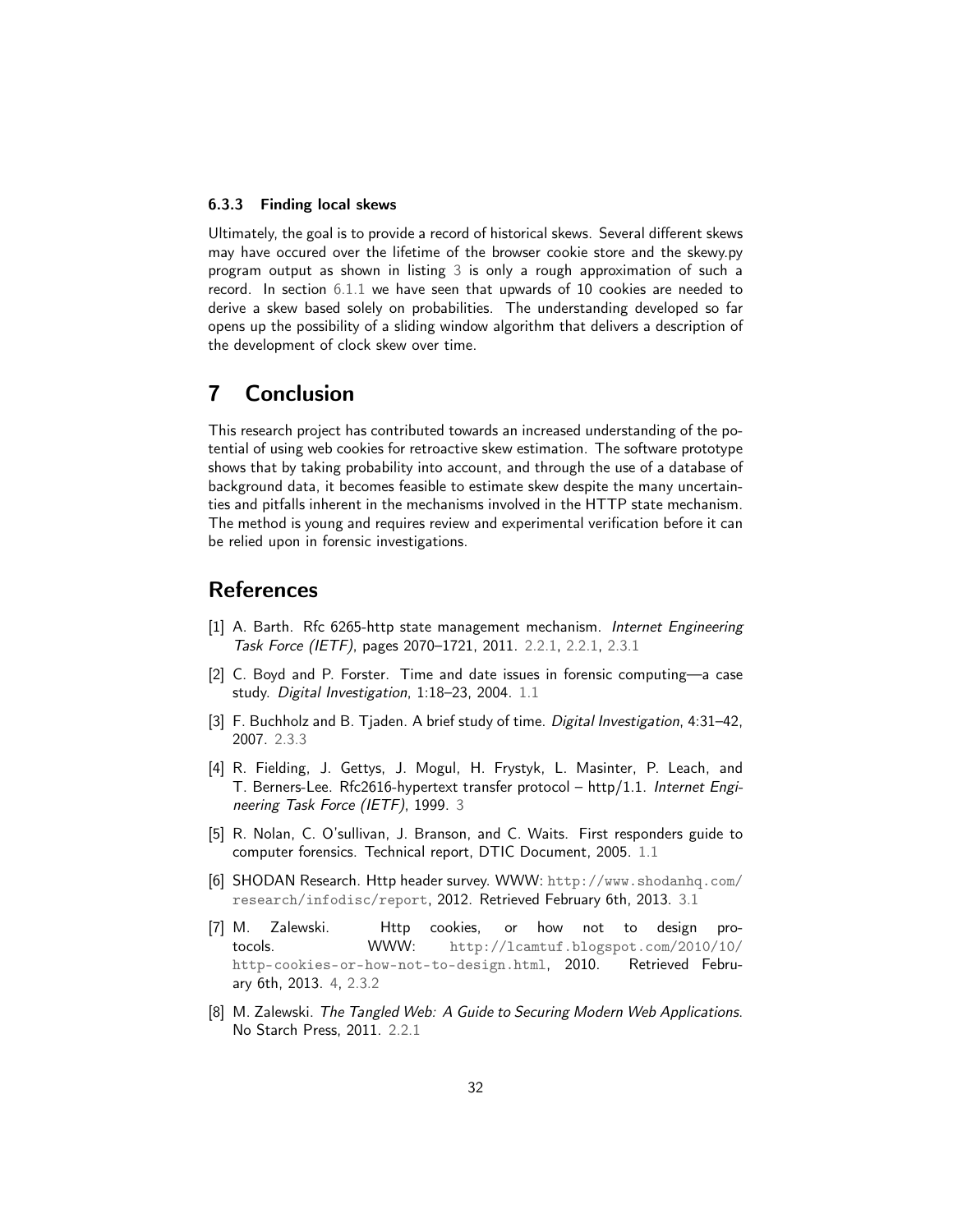### 6.3.3 Finding local skews

Ultimately, the goal is to provide a record of historical skews. Several different skews may have occured over the lifetime of the browser cookie store and the skewy.py program output as shown in listing 3 is only a rough approximation of such a record. In section 6.1.1 we have seen that upwards of 10 cookies are needed to derive a skew based solely on probabilities. The understanding developed so far opens up the possibility of a sliding window algorithm that delivers a description of the development of clock skew over time.

# 7 Conclusion

This research project has contributed towards an increased understanding of the potential of using web cookies for retroactive skew estimation. The software prototype shows that by taking probability into account, and through the use of a database of background data, it becomes feasible to estimate skew despite the many uncertainties and pitfalls inherent in the mechanisms involved in the HTTP state mechanism. The method is young and requires review and experimental verification before it can be relied upon in forensic investigations.

# References

[1] A. Barth. Rfc 6265-http state management mechanism. *Internet Engineering Task Force (IETF)*, pages 2070–1721, 2011. 2.2.1, 2.2.1, 2.3.1

[2] C. Boyd and P. Forster. Time and date issues in forensic computing—a case study. *Digital Investigation*, 1:18–23, 2004. 1.1

[3] F. Buchholz and B. Tjaden. A brief study of time. *Digital Investigation*, 4:31–42, 2007. 2.3.3

[4] R. Fielding, J. Gettys, J. Mogul, H. Frystyk, L. Masinter, P. Leach, and T. Berners-Lee. Rfc2616-hypertext transfer protocol – http/1.1. *Internet Engineering Task Force (IETF)*, 1999. 3

[5] R. Nolan, C. O'sullivan, J. Branson, and C. Waits. First responders guide to computer forensics. Technical report, DTIC Document, 2005. 1.1

[6] SHODAN Research. Http header survey. WWW: http://www.shodanhq.com/research/infodisc/report, 2012. Retrieved February 6th, 2013. 3.1

[7] M. Zalewski. Http cookies, or how not to design protocols. WWW: http://lcamtuf.blogspot.com/2010/10/http-cookies-or-how-not-to-design.html, 2010. Retrieved February 6th, 2013. 4, 2.3.2

[8] M. Zalewski. *The Tangled Web: A Guide to Securing Modern Web Applications*. No Starch Press, 2011. 2.2.1